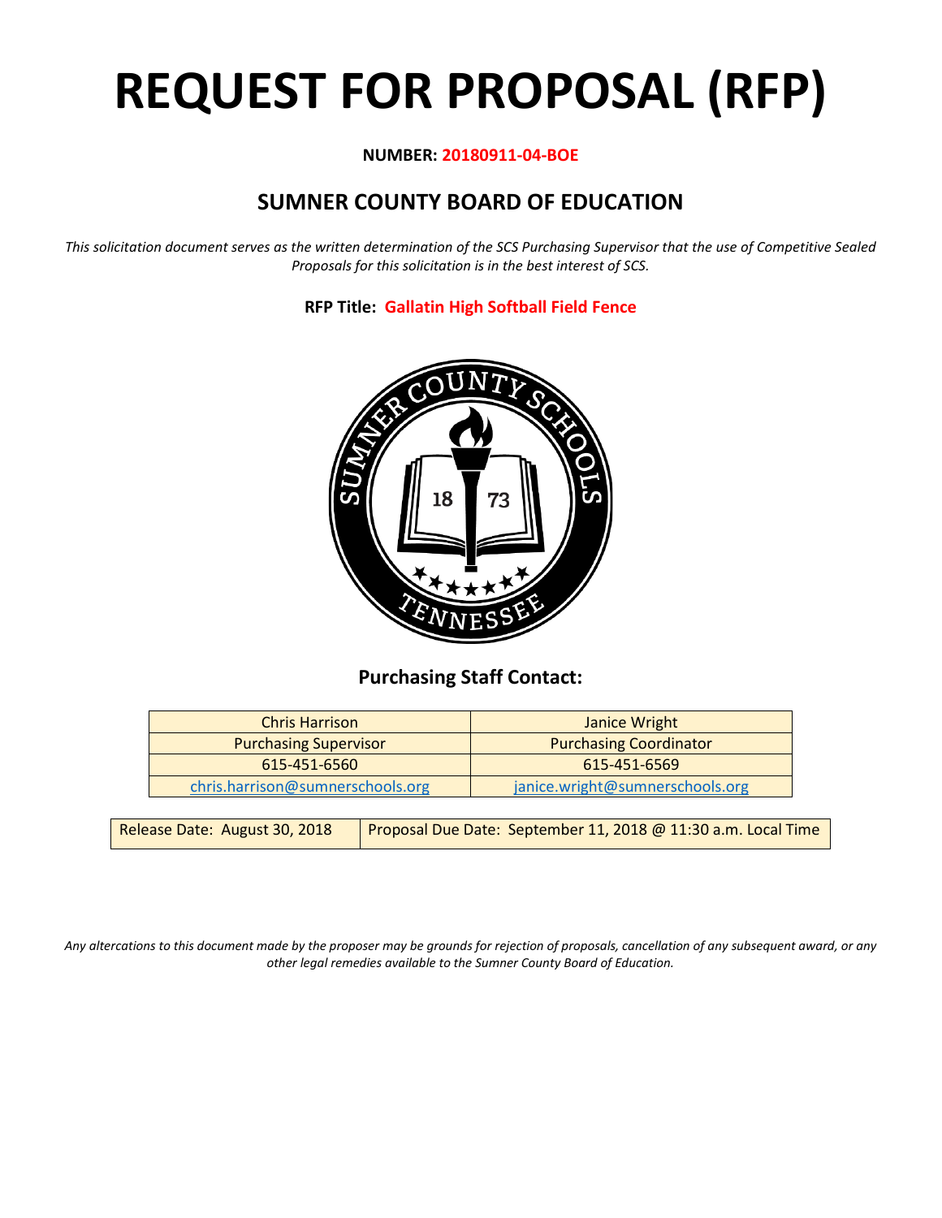# REQUEST FOR PROPOSAL (RFP)

**NUMBER: 20180911-04-BOE**

## SUMNER COUNTY BOARD OF EDUCATION

*This solicitation document serves as the written determination of the SCS Purchasing Supervisor that the use of Competitive Sealed Proposals for this solicitation is in the best interest of SCS.*

**RFP Title: Gallatin High Softball Field Fence**

### Purchasing Staff Contact:

| Chris Harrison | Janice Wright |
|---|---|
| Purchasing Supervisor | Purchasing Coordinator |
| 615-451-6560 | 615-451-6569 |
| chris.harrison@sumnerschools.org | janice.wright@sumnerschools.org |

| Release Date: August 30, 2018 | Proposal Due Date: September 11, 2018 @ 11:30 a.m. Local Time |
|---|---|

*Any altercations to this document made by the proposer may be grounds for rejection of proposals, cancellation of any subsequent award, or any other legal remedies available to the Sumner County Board of Education.*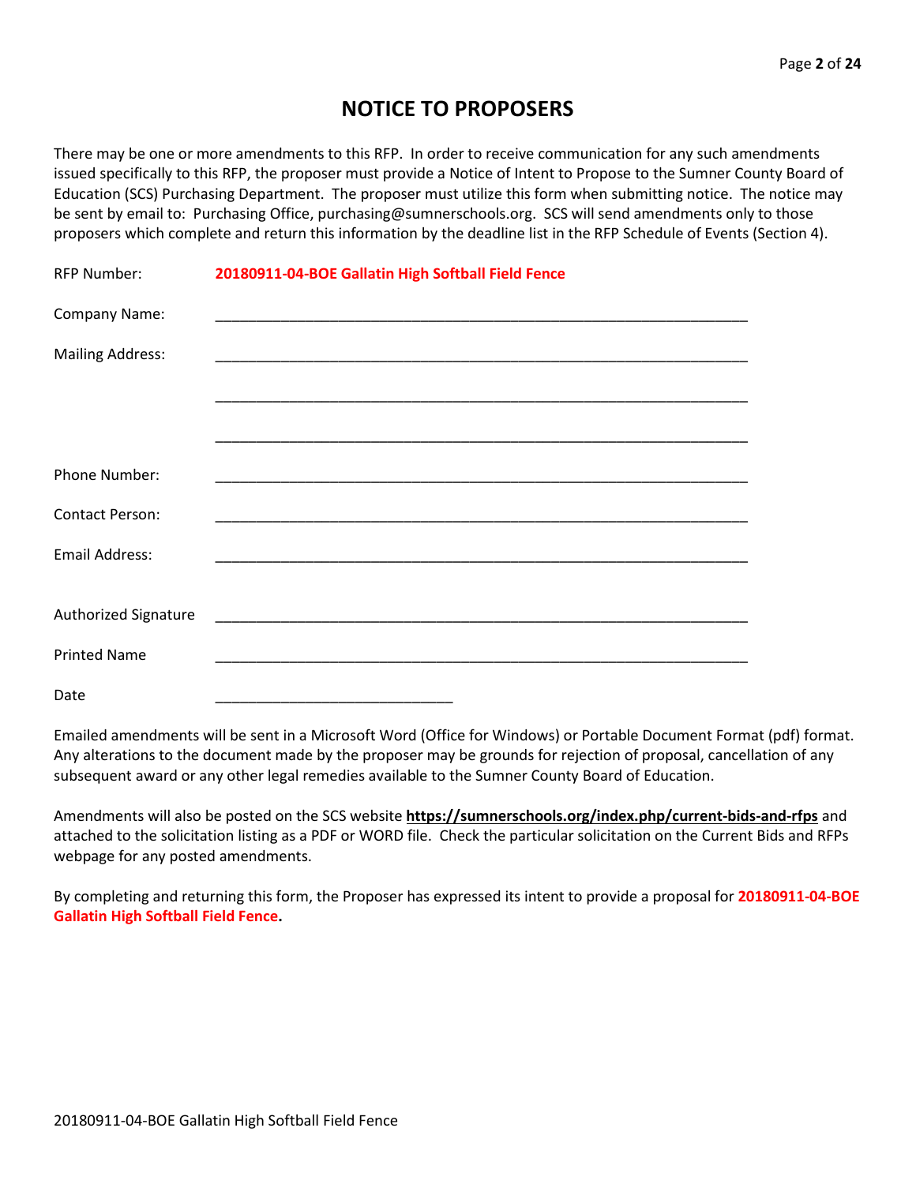# NOTICE TO PROPOSERS

There may be one or more amendments to this RFP. In order to receive communication for any such amendments issued specifically to this RFP, the proposer must provide a Notice of Intent to Propose to the Sumner County Board of Education (SCS) Purchasing Department. The proposer must utilize this form when submitting notice. The notice may be sent by email to: Purchasing Office, purchasing@sumnerschools.org. SCS will send amendments only to those proposers which complete and return this information by the deadline list in the RFP Schedule of Events (Section 4).

RFP Number: **20180911-04-BOE Gallatin High Softball Field Fence**

Company Name: ____________________________________________

Mailing Address: ____________________________________________

____________________________________________

____________________________________________

Phone Number: ____________________________________________

Contact Person: ____________________________________________

Email Address: ____________________________________________

Authorized Signature ____________________________________________

Printed Name ____________________________________________

Date ______________________________

Emailed amendments will be sent in a Microsoft Word (Office for Windows) or Portable Document Format (pdf) format. Any alterations to the document made by the proposer may be grounds for rejection of proposal, cancellation of any subsequent award or any other legal remedies available to the Sumner County Board of Education.

Amendments will also be posted on the SCS website **https://sumnerschools.org/index.php/current-bids-and-rfps** and attached to the solicitation listing as a PDF or WORD file. Check the particular solicitation on the Current Bids and RFPs webpage for any posted amendments.

By completing and returning this form, the Proposer has expressed its intent to provide a proposal for **20180911-04-BOE Gallatin High Softball Field Fence.**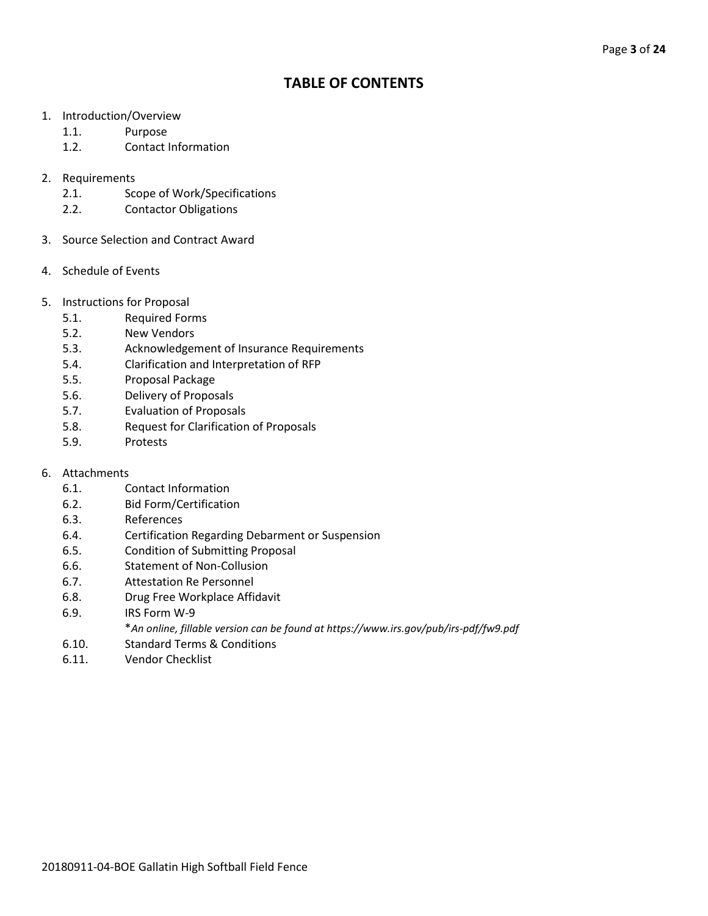# TABLE OF CONTENTS

1. Introduction/Overview
   - 1.1. Purpose
   - 1.2. Contact Information

2. Requirements
   - 2.1. Scope of Work/Specifications
   - 2.2. Contactor Obligations

3. Source Selection and Contract Award

4. Schedule of Events

5. Instructions for Proposal
   - 5.1. Required Forms
   - 5.2. New Vendors
   - 5.3. Acknowledgement of Insurance Requirements
   - 5.4. Clarification and Interpretation of RFP
   - 5.5. Proposal Package
   - 5.6. Delivery of Proposals
   - 5.7. Evaluation of Proposals
   - 5.8. Request for Clarification of Proposals
   - 5.9. Protests

6. Attachments
   - 6.1. Contact Information
   - 6.2. Bid Form/Certification
   - 6.3. References
   - 6.4. Certification Regarding Debarment or Suspension
   - 6.5. Condition of Submitting Proposal
   - 6.6. Statement of Non-Collusion
   - 6.7. Attestation Re Personnel
   - 6.8. Drug Free Workplace Affidavit
   - 6.9. IRS Form W-9
     
     **An online, fillable version can be found at https://www.irs.gov/pub/irs-pdf/fw9.pdf*
   - 6.10. Standard Terms & Conditions
   - 6.11. Vendor Checklist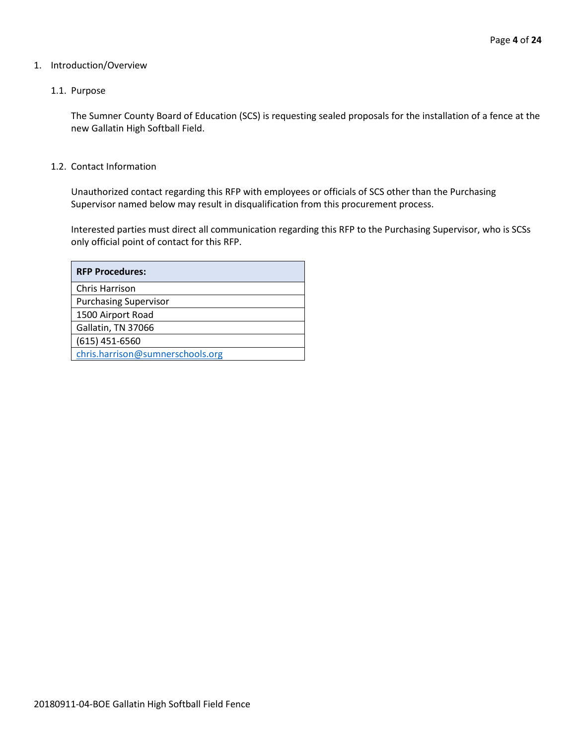1. Introduction/Overview

1.1. Purpose

The Sumner County Board of Education (SCS) is requesting sealed proposals for the installation of a fence at the new Gallatin High Softball Field.

1.2. Contact Information

Unauthorized contact regarding this RFP with employees or officials of SCS other than the Purchasing Supervisor named below may result in disqualification from this procurement process.

Interested parties must direct all communication regarding this RFP to the Purchasing Supervisor, who is SCSs only official point of contact for this RFP.

| **RFP Procedures:** |
| --- |
| Chris Harrison |
| Purchasing Supervisor |
| 1500 Airport Road |
| Gallatin, TN 37066 |
| (615) 451-6560 |
| chris.harrison@sumnerschools.org |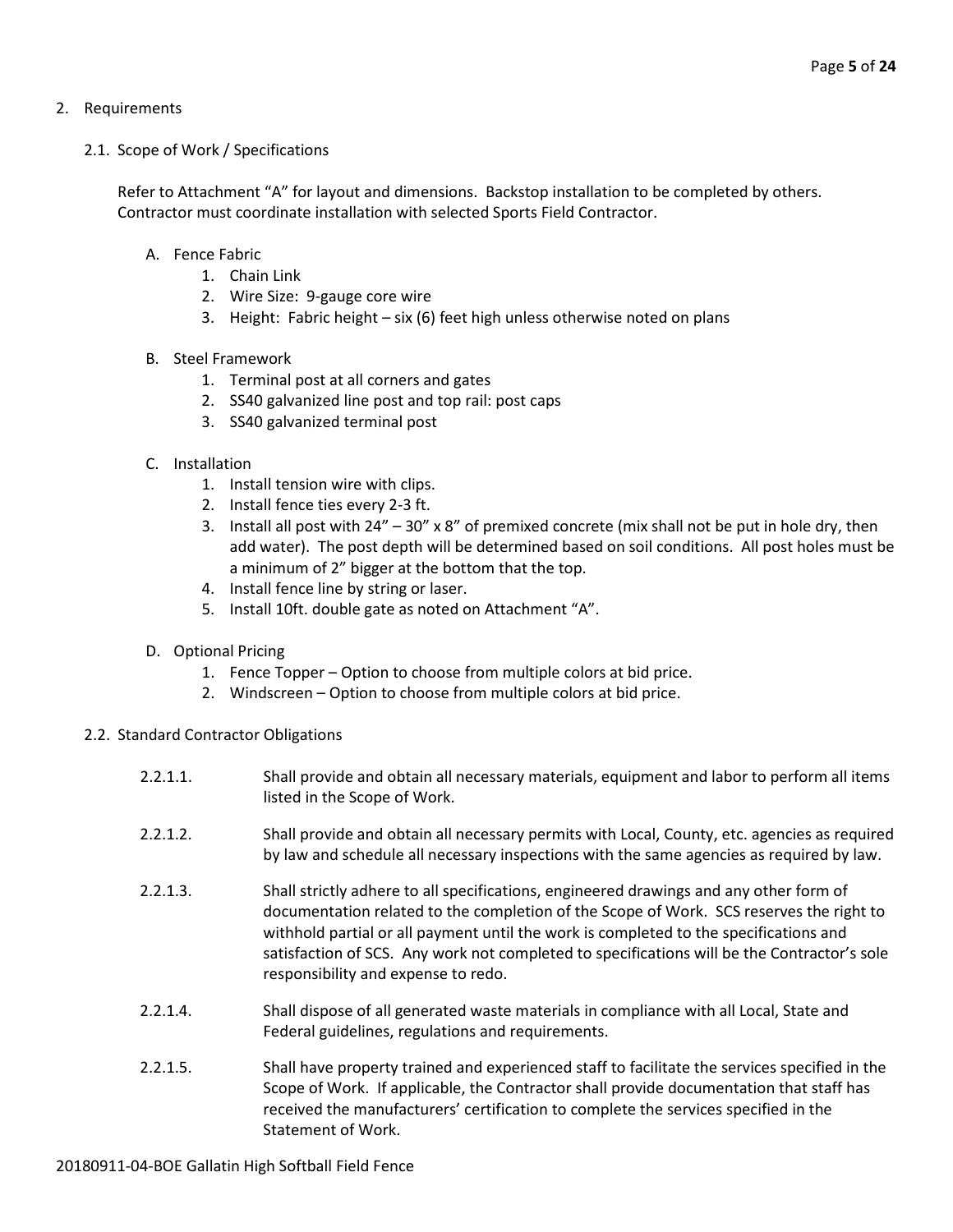## 2. Requirements

### 2.1. Scope of Work / Specifications

Refer to Attachment "A" for layout and dimensions. Backstop installation to be completed by others. Contractor must coordinate installation with selected Sports Field Contractor.

A. Fence Fabric
   1. Chain Link
   2. Wire Size: 9-gauge core wire
   3. Height: Fabric height – six (6) feet high unless otherwise noted on plans

B. Steel Framework
   1. Terminal post at all corners and gates
   2. SS40 galvanized line post and top rail: post caps
   3. SS40 galvanized terminal post

C. Installation
   1. Install tension wire with clips.
   2. Install fence ties every 2-3 ft.
   3. Install all post with 24" – 30" x 8" of premixed concrete (mix shall not be put in hole dry, then add water). The post depth will be determined based on soil conditions. All post holes must be a minimum of 2" bigger at the bottom that the top.
   4. Install fence line by string or laser.
   5. Install 10ft. double gate as noted on Attachment "A".

D. Optional Pricing
   1. Fence Topper – Option to choose from multiple colors at bid price.
   2. Windscreen – Option to choose from multiple colors at bid price.

### 2.2. Standard Contractor Obligations

2.2.1.1. Shall provide and obtain all necessary materials, equipment and labor to perform all items listed in the Scope of Work.

2.2.1.2. Shall provide and obtain all necessary permits with Local, County, etc. agencies as required by law and schedule all necessary inspections with the same agencies as required by law.

2.2.1.3. Shall strictly adhere to all specifications, engineered drawings and any other form of documentation related to the completion of the Scope of Work. SCS reserves the right to withhold partial or all payment until the work is completed to the specifications and satisfaction of SCS. Any work not completed to specifications will be the Contractor's sole responsibility and expense to redo.

2.2.1.4. Shall dispose of all generated waste materials in compliance with all Local, State and Federal guidelines, regulations and requirements.

2.2.1.5. Shall have property trained and experienced staff to facilitate the services specified in the Scope of Work. If applicable, the Contractor shall provide documentation that staff has received the manufacturers' certification to complete the services specified in the Statement of Work.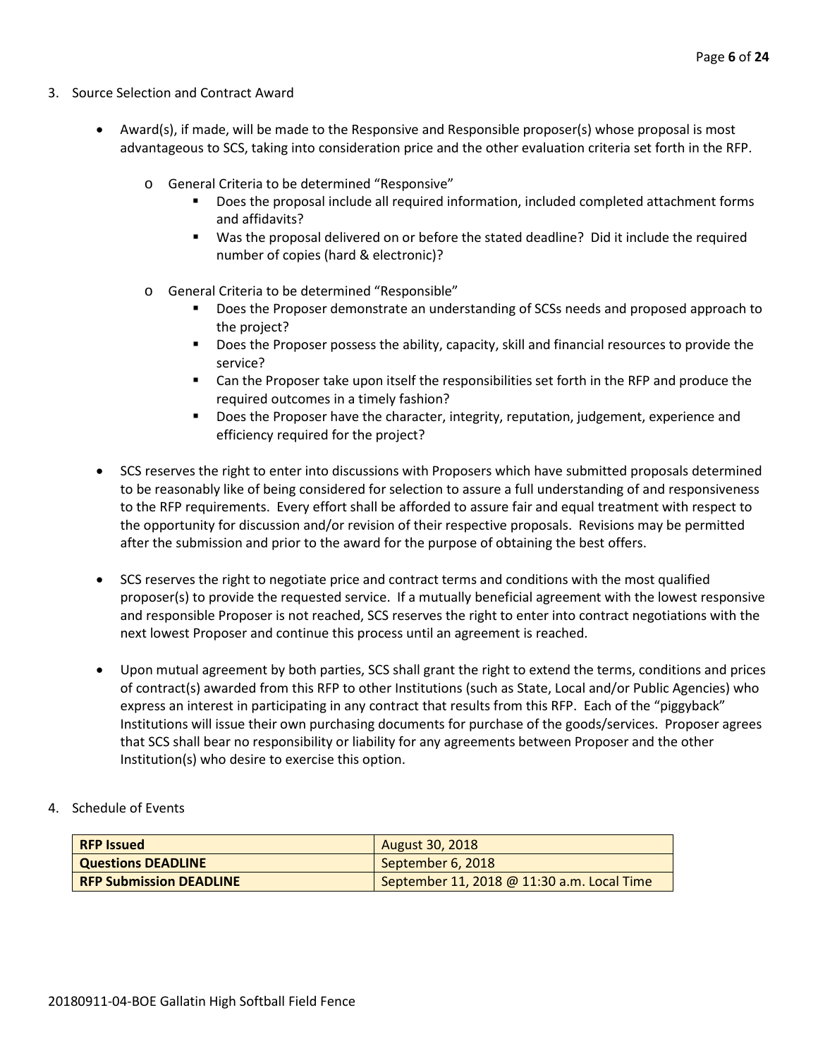3. Source Selection and Contract Award

- Award(s), if made, will be made to the Responsive and Responsible proposer(s) whose proposal is most advantageous to SCS, taking into consideration price and the other evaluation criteria set forth in the RFP.
    - General Criteria to be determined "Responsive"
        - Does the proposal include all required information, included completed attachment forms and affidavits?
        - Was the proposal delivered on or before the stated deadline? Did it include the required number of copies (hard & electronic)?
    - General Criteria to be determined "Responsible"
        - Does the Proposer demonstrate an understanding of SCSs needs and proposed approach to the project?
        - Does the Proposer possess the ability, capacity, skill and financial resources to provide the service?
        - Can the Proposer take upon itself the responsibilities set forth in the RFP and produce the required outcomes in a timely fashion?
        - Does the Proposer have the character, integrity, reputation, judgement, experience and efficiency required for the project?

- SCS reserves the right to enter into discussions with Proposers which have submitted proposals determined to be reasonably like of being considered for selection to assure a full understanding of and responsiveness to the RFP requirements. Every effort shall be afforded to assure fair and equal treatment with respect to the opportunity for discussion and/or revision of their respective proposals. Revisions may be permitted after the submission and prior to the award for the purpose of obtaining the best offers.

- SCS reserves the right to negotiate price and contract terms and conditions with the most qualified proposer(s) to provide the requested service. If a mutually beneficial agreement with the lowest responsive and responsible Proposer is not reached, SCS reserves the right to enter into contract negotiations with the next lowest Proposer and continue this process until an agreement is reached.

- Upon mutual agreement by both parties, SCS shall grant the right to extend the terms, conditions and prices of contract(s) awarded from this RFP to other Institutions (such as State, Local and/or Public Agencies) who express an interest in participating in any contract that results from this RFP. Each of the "piggyback" Institutions will issue their own purchasing documents for purchase of the goods/services. Proposer agrees that SCS shall bear no responsibility or liability for any agreements between Proposer and the other Institution(s) who desire to exercise this option.

4. Schedule of Events

| **RFP Issued** | August 30, 2018 |
|---|---|
| **Questions DEADLINE** | September 6, 2018 |
| **RFP Submission DEADLINE** | September 11, 2018 @ 11:30 a.m. Local Time |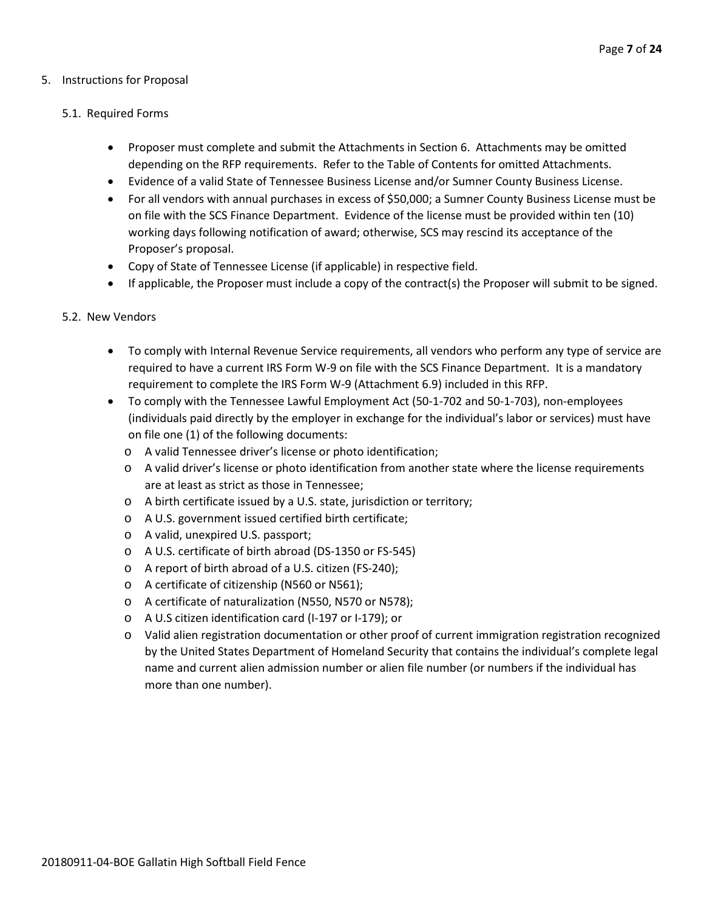## 5. Instructions for Proposal

### 5.1. Required Forms

- Proposer must complete and submit the Attachments in Section 6. Attachments may be omitted depending on the RFP requirements. Refer to the Table of Contents for omitted Attachments.
- Evidence of a valid State of Tennessee Business License and/or Sumner County Business License.
- For all vendors with annual purchases in excess of $50,000; a Sumner County Business License must be on file with the SCS Finance Department. Evidence of the license must be provided within ten (10) working days following notification of award; otherwise, SCS may rescind its acceptance of the Proposer's proposal.
- Copy of State of Tennessee License (if applicable) in respective field.
- If applicable, the Proposer must include a copy of the contract(s) the Proposer will submit to be signed.

### 5.2. New Vendors

- To comply with Internal Revenue Service requirements, all vendors who perform any type of service are required to have a current IRS Form W-9 on file with the SCS Finance Department. It is a mandatory requirement to complete the IRS Form W-9 (Attachment 6.9) included in this RFP.
- To comply with the Tennessee Lawful Employment Act (50-1-702 and 50-1-703), non-employees (individuals paid directly by the employer in exchange for the individual's labor or services) must have on file one (1) of the following documents:
  - A valid Tennessee driver's license or photo identification;
  - A valid driver's license or photo identification from another state where the license requirements are at least as strict as those in Tennessee;
  - A birth certificate issued by a U.S. state, jurisdiction or territory;
  - A U.S. government issued certified birth certificate;
  - A valid, unexpired U.S. passport;
  - A U.S. certificate of birth abroad (DS-1350 or FS-545)
  - A report of birth abroad of a U.S. citizen (FS-240);
  - A certificate of citizenship (N560 or N561);
  - A certificate of naturalization (N550, N570 or N578);
  - A U.S citizen identification card (I-197 or I-179); or
  - Valid alien registration documentation or other proof of current immigration registration recognized by the United States Department of Homeland Security that contains the individual's complete legal name and current alien admission number or alien file number (or numbers if the individual has more than one number).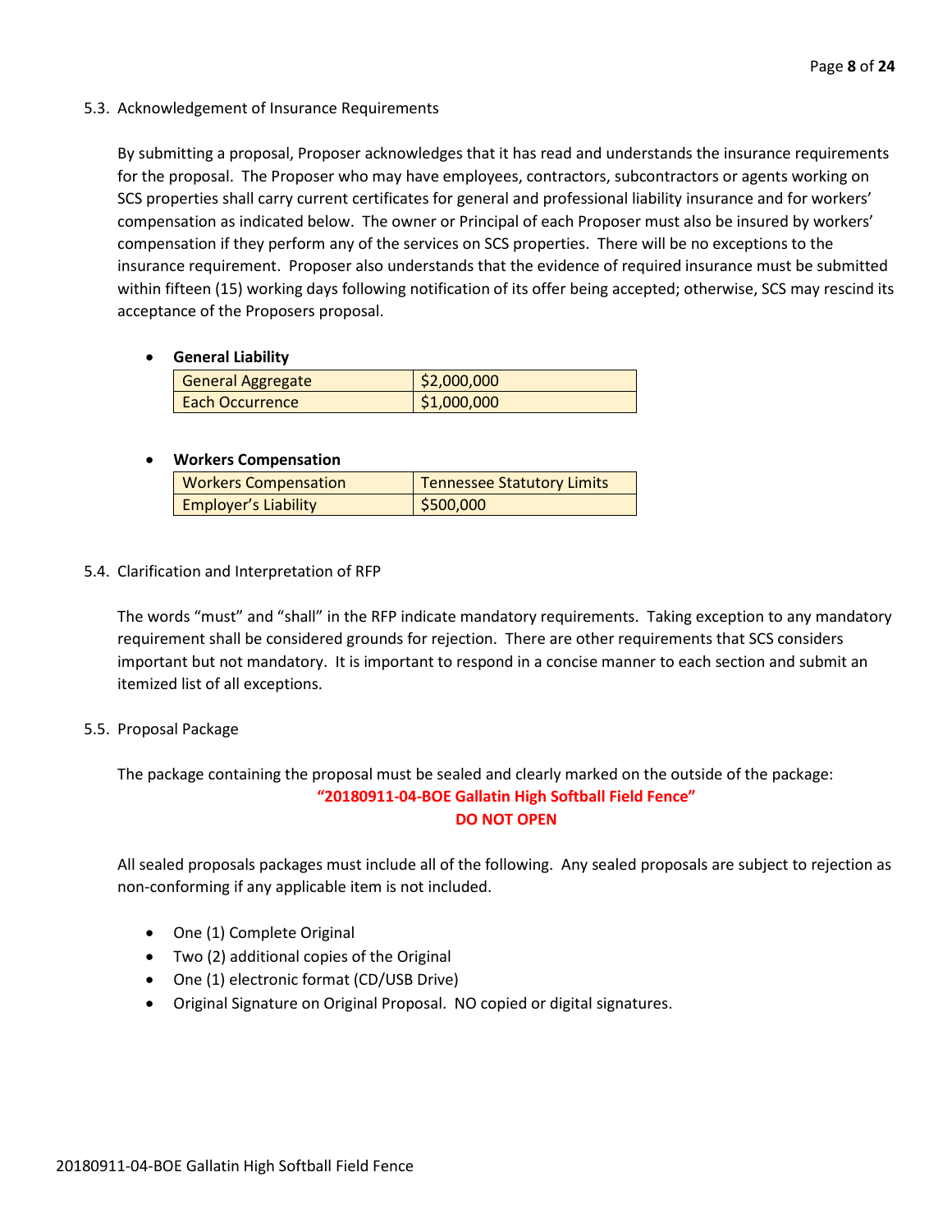5.3. Acknowledgement of Insurance Requirements

By submitting a proposal, Proposer acknowledges that it has read and understands the insurance requirements for the proposal. The Proposer who may have employees, contractors, subcontractors or agents working on SCS properties shall carry current certificates for general and professional liability insurance and for workers' compensation as indicated below. The owner or Principal of each Proposer must also be insured by workers' compensation if they perform any of the services on SCS properties. There will be no exceptions to the insurance requirement. Proposer also understands that the evidence of required insurance must be submitted within fifteen (15) working days following notification of its offer being accepted; otherwise, SCS may rescind its acceptance of the Proposers proposal.

- **General Liability**

| General Aggregate | $2,000,000 |
|---|---|
| Each Occurrence | $1,000,000 |

- **Workers Compensation**

| Workers Compensation | Tennessee Statutory Limits |
|---|---|
| Employer's Liability | $500,000 |

5.4. Clarification and Interpretation of RFP

The words "must" and "shall" in the RFP indicate mandatory requirements. Taking exception to any mandatory requirement shall be considered grounds for rejection. There are other requirements that SCS considers important but not mandatory. It is important to respond in a concise manner to each section and submit an itemized list of all exceptions.

5.5. Proposal Package

The package containing the proposal must be sealed and clearly marked on the outside of the package:

**"20180911-04-BOE Gallatin High Softball Field Fence"**
**DO NOT OPEN**

All sealed proposals packages must include all of the following. Any sealed proposals are subject to rejection as non-conforming if any applicable item is not included.

- One (1) Complete Original
- Two (2) additional copies of the Original
- One (1) electronic format (CD/USB Drive)
- Original Signature on Original Proposal. NO copied or digital signatures.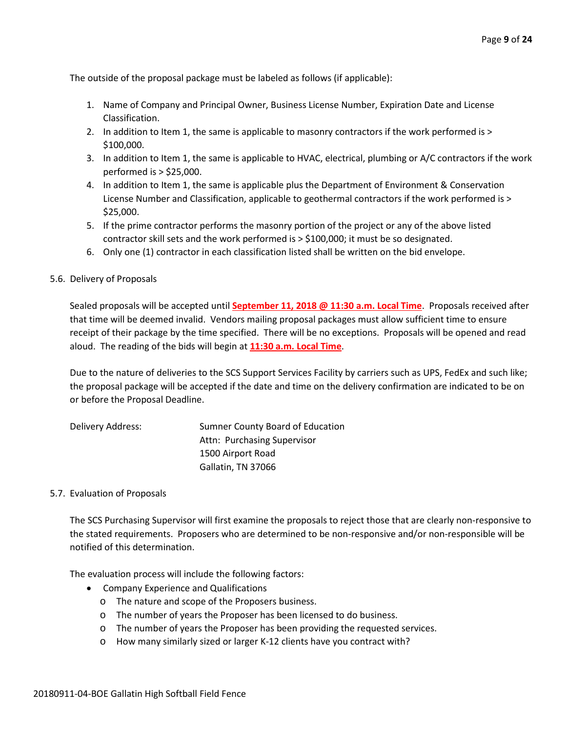The outside of the proposal package must be labeled as follows (if applicable):

1. Name of Company and Principal Owner, Business License Number, Expiration Date and License Classification.
2. In addition to Item 1, the same is applicable to masonry contractors if the work performed is > $100,000.
3. In addition to Item 1, the same is applicable to HVAC, electrical, plumbing or A/C contractors if the work performed is > $25,000.
4. In addition to Item 1, the same is applicable plus the Department of Environment & Conservation License Number and Classification, applicable to geothermal contractors if the work performed is > $25,000.
5. If the prime contractor performs the masonry portion of the project or any of the above listed contractor skill sets and the work performed is > $100,000; it must be so designated.
6. Only one (1) contractor in each classification listed shall be written on the bid envelope.

5.6. Delivery of Proposals

Sealed proposals will be accepted until **September 11, 2018 @ 11:30 a.m. Local Time**. Proposals received after that time will be deemed invalid. Vendors mailing proposal packages must allow sufficient time to ensure receipt of their package by the time specified. There will be no exceptions. Proposals will be opened and read aloud. The reading of the bids will begin at **11:30 a.m. Local Time**.

Due to the nature of deliveries to the SCS Support Services Facility by carriers such as UPS, FedEx and such like; the proposal package will be accepted if the date and time on the delivery confirmation are indicated to be on or before the Proposal Deadline.

Delivery Address: Sumner County Board of Education
Attn: Purchasing Supervisor
1500 Airport Road
Gallatin, TN 37066

5.7. Evaluation of Proposals

The SCS Purchasing Supervisor will first examine the proposals to reject those that are clearly non-responsive to the stated requirements. Proposers who are determined to be non-responsive and/or non-responsible will be notified of this determination.

The evaluation process will include the following factors:

- Company Experience and Qualifications
  - The nature and scope of the Proposers business.
  - The number of years the Proposer has been licensed to do business.
  - The number of years the Proposer has been providing the requested services.
  - How many similarly sized or larger K-12 clients have you contract with?

20180911-04-BOE Gallatin High Softball Field Fence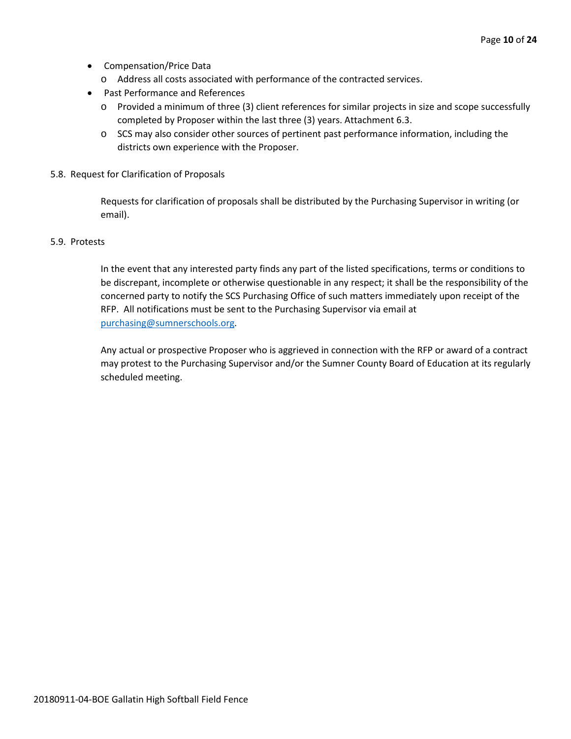- Compensation/Price Data
  - Address all costs associated with performance of the contracted services.
- Past Performance and References
  - Provided a minimum of three (3) client references for similar projects in size and scope successfully completed by Proposer within the last three (3) years. Attachment 6.3.
  - SCS may also consider other sources of pertinent past performance information, including the districts own experience with the Proposer.

5.8. Request for Clarification of Proposals

Requests for clarification of proposals shall be distributed by the Purchasing Supervisor in writing (or email).

5.9. Protests

In the event that any interested party finds any part of the listed specifications, terms or conditions to be discrepant, incomplete or otherwise questionable in any respect; it shall be the responsibility of the concerned party to notify the SCS Purchasing Office of such matters immediately upon receipt of the RFP. All notifications must be sent to the Purchasing Supervisor via email at [purchasing@sumnerschools.org](mailto:purchasing@sumnerschools.org).

Any actual or prospective Proposer who is aggrieved in connection with the RFP or award of a contract may protest to the Purchasing Supervisor and/or the Sumner County Board of Education at its regularly scheduled meeting.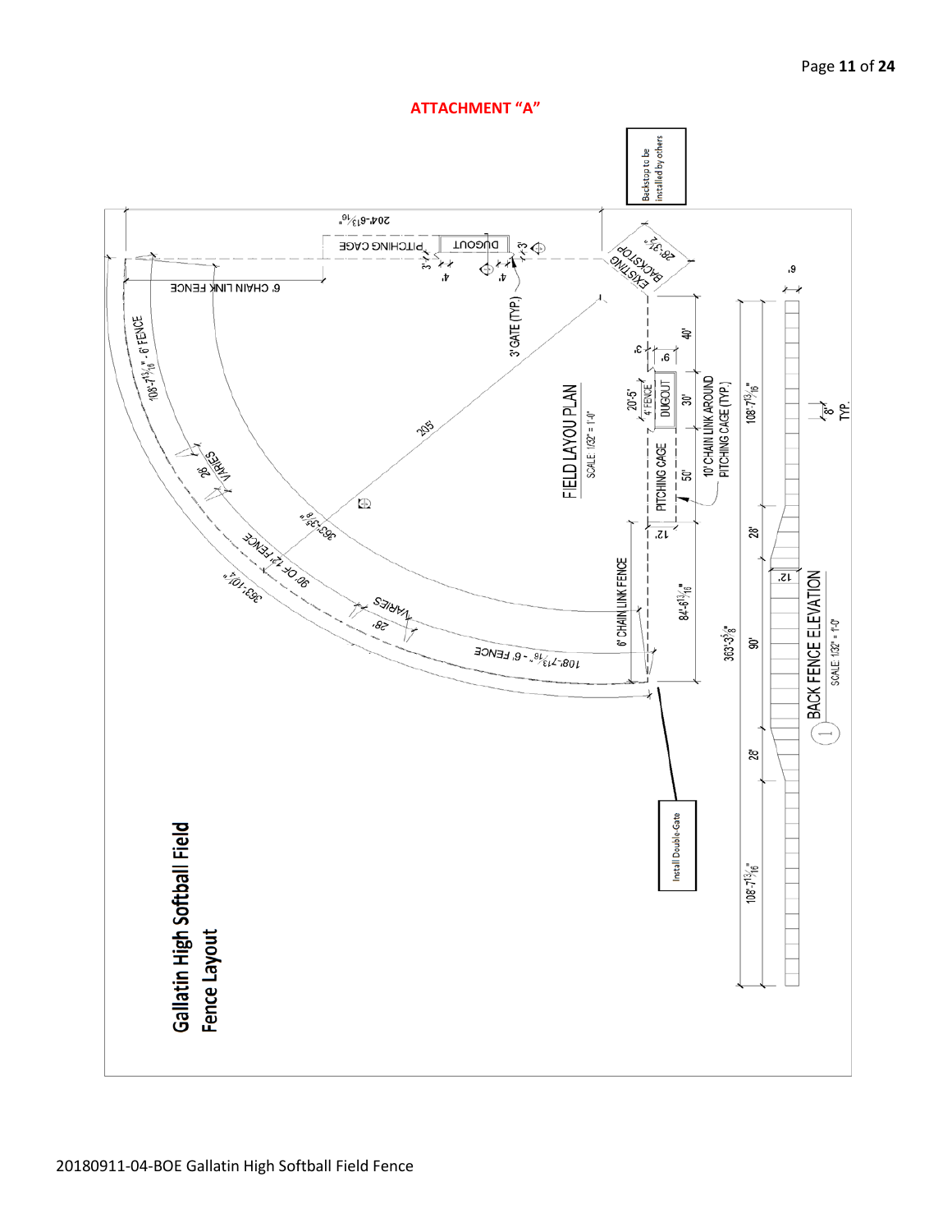**ATTACHMENT "A"**

Backstop to be installed by others

# Gallatin High Softball Field Fence Layout

FIELD LAYOU PLAN

SCALE: 1/32" = 1'-0"

204'-6 13/16"

PITCHING CAGE

DUGOUT

3'

3'

4'

4'

3' GATE (TYP.)

28'-3 1/2"

EXISTING BACKSTOP

6' CHAIN LINK FENCE

108'-7 13/16" - 6' FENCE

205'

28'

VARIES

363'-3 5/8"

90' OF 12' FENCE

363'-10 1/4"

28'

VARIES

108'-7 13/16" - 6' FENCE

6' CHAIN LINK FENCE

84'-6 13/16"

12'

50'

PITCHING CAGE

30'

DUGOUT

4' FENCE

20'-5'

6'

5'

40'

10' CHAIN LINK AROUND PITCHING CAGE (TYP.)

Install Double Gate

108'-7 13/16"

28'

363'-3 5/8"

90'

28'

108'-7 13/16"

6'

8' TYP.

12'

1 BACK FENCE ELEVATION

SCALE: 1/32" = 1'-0"

20180911-04-BOE Gallatin High Softball Field Fence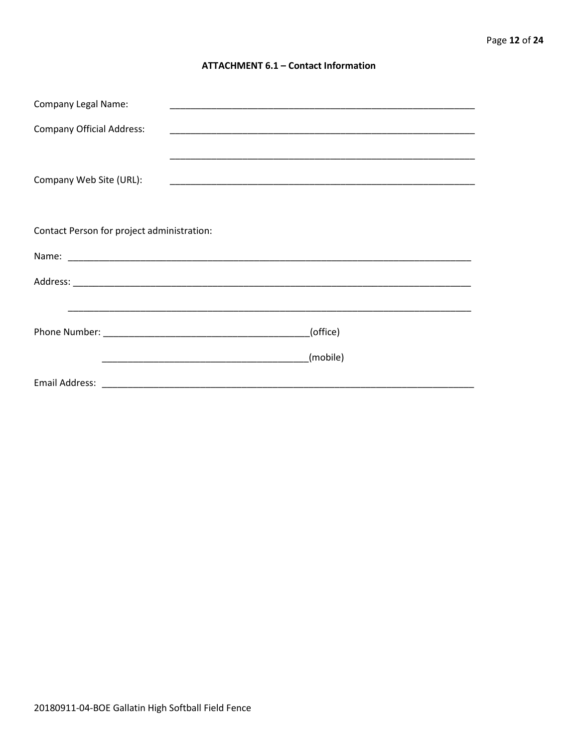### ATTACHMENT 6.1 – Contact Information

Company Legal Name: ____________________________________________________________

Company Official Address: ____________________________________________________________

____________________________________________________________

Company Web Site (URL): ____________________________________________________________

Contact Person for project administration:

Name: ________________________________________________________________________________

Address: ______________________________________________________________________________

______________________________________________________________________________

Phone Number: ________________________________________(office)

________________________________________(mobile)

Email Address: ___________________________________________________________________________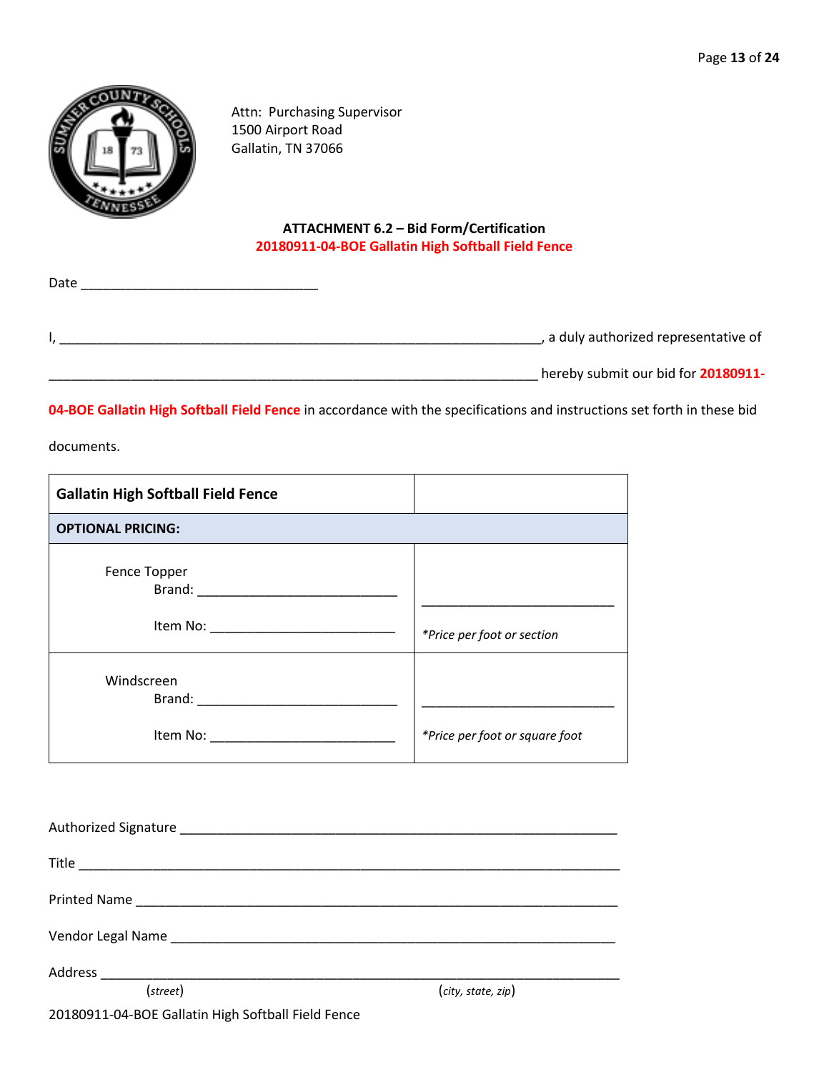Attn: Purchasing Supervisor
1500 Airport Road
Gallatin, TN 37066

**ATTACHMENT 6.2 – Bid Form/Certification**
**20180911-04-BOE Gallatin High Softball Field Fence**

Date ________________________________

I, __________________________________________________________________, a duly authorized representative of __________________________________________________________________ hereby submit our bid for **20180911-04-BOE Gallatin High Softball Field Fence** in accordance with the specifications and instructions set forth in these bid documents.

| **Gallatin High Softball Field Fence** | |
|---|---|
| **OPTIONAL PRICING:** | |
| Fence Topper<br>Brand: ___________________________<br>Item No: _________________________ | _________________________<br>*\*Price per foot or section* |
| Windscreen<br>Brand: ___________________________<br>Item No: _________________________ | _________________________<br>*\*Price per foot or square foot* |

Authorized Signature ____________________________________________________________

Title ______________________________________________________________________

Printed Name _______________________________________________________________

Vendor Legal Name ____________________________________________________________

Address ____________________________________________________________________
(*street*) (*city, state, zip*)

20180911-04-BOE Gallatin High Softball Field Fence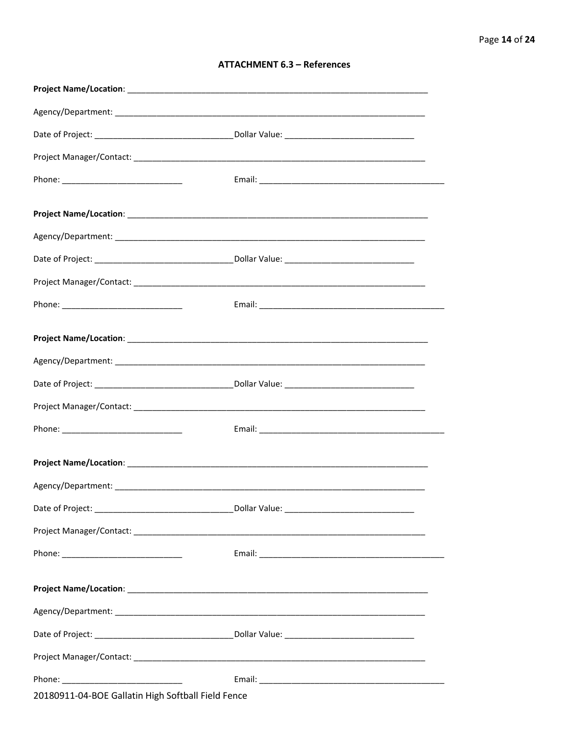**ATTACHMENT 6.3 – References**

**Project Name/Location**: ____________________________________________________________________

Agency/Department: ____________________________________________________________________

Date of Project: ______________________________ Dollar Value: ____________________________

Project Manager/Contact: ______________________________________________________________

Phone: __________________________ Email: ________________________________________

**Project Name/Location**: ____________________________________________________________________

Agency/Department: ____________________________________________________________________

Date of Project: ______________________________ Dollar Value: ____________________________

Project Manager/Contact: ______________________________________________________________

Phone: __________________________ Email: ________________________________________

**Project Name/Location**: ____________________________________________________________________

Agency/Department: ____________________________________________________________________

Date of Project: ______________________________ Dollar Value: ____________________________

Project Manager/Contact: ______________________________________________________________

Phone: __________________________ Email: ________________________________________

**Project Name/Location**: ____________________________________________________________________

Agency/Department: ____________________________________________________________________

Date of Project: ______________________________ Dollar Value: ____________________________

Project Manager/Contact: ______________________________________________________________

Phone: __________________________ Email: ________________________________________

**Project Name/Location**: ____________________________________________________________________

Agency/Department: ____________________________________________________________________

Date of Project: ______________________________ Dollar Value: ____________________________

Project Manager/Contact: ______________________________________________________________

Phone: __________________________ Email: ________________________________________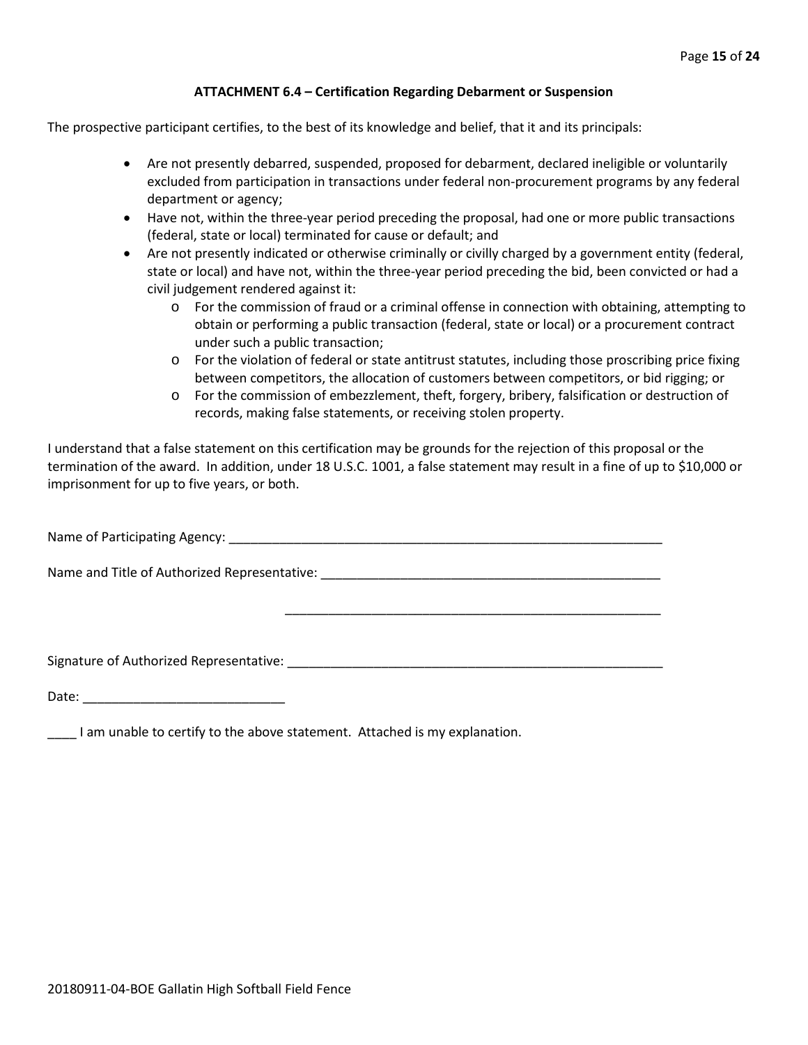### ATTACHMENT 6.4 – Certification Regarding Debarment or Suspension

The prospective participant certifies, to the best of its knowledge and belief, that it and its principals:

- Are not presently debarred, suspended, proposed for debarment, declared ineligible or voluntarily excluded from participation in transactions under federal non-procurement programs by any federal department or agency;
- Have not, within the three-year period preceding the proposal, had one or more public transactions (federal, state or local) terminated for cause or default; and
- Are not presently indicated or otherwise criminally or civilly charged by a government entity (federal, state or local) and have not, within the three-year period preceding the bid, been convicted or had a civil judgement rendered against it:
  - For the commission of fraud or a criminal offense in connection with obtaining, attempting to obtain or performing a public transaction (federal, state or local) or a procurement contract under such a public transaction;
  - For the violation of federal or state antitrust statutes, including those proscribing price fixing between competitors, the allocation of customers between competitors, or bid rigging; or
  - For the commission of embezzlement, theft, forgery, bribery, falsification or destruction of records, making false statements, or receiving stolen property.

I understand that a false statement on this certification may be grounds for the rejection of this proposal or the termination of the award. In addition, under 18 U.S.C. 1001, a false statement may result in a fine of up to $10,000 or imprisonment for up to five years, or both.

Name of Participating Agency: ______________________________________________________________

Name and Title of Authorized Representative: _________________________________________________

_____________________________________________________

Signature of Authorized Representative: ______________________________________________________

Date: ____________________________

____ I am unable to certify to the above statement. Attached is my explanation.

20180911-04-BOE Gallatin High Softball Field Fence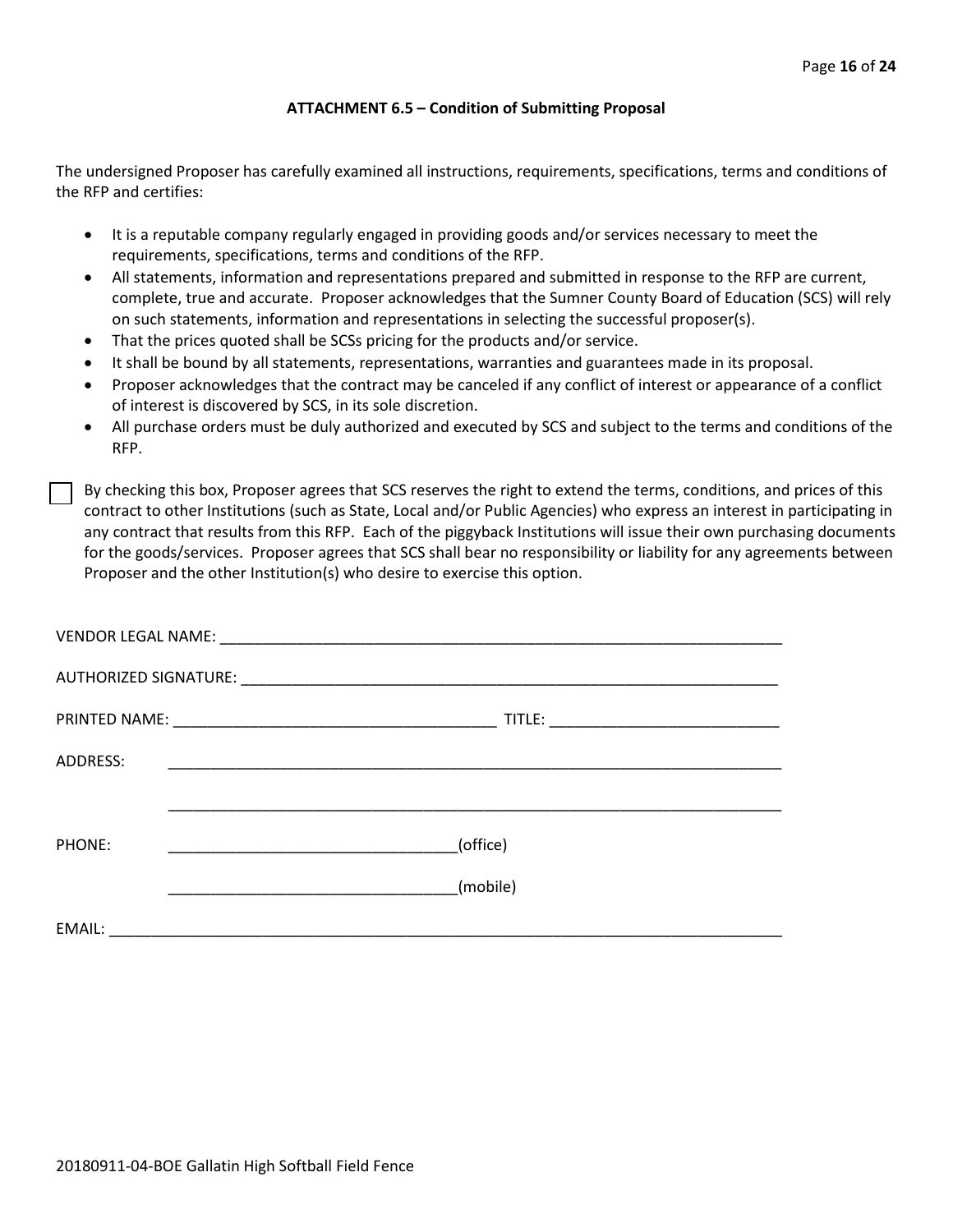**ATTACHMENT 6.5 – Condition of Submitting Proposal**

The undersigned Proposer has carefully examined all instructions, requirements, specifications, terms and conditions of the RFP and certifies:

- It is a reputable company regularly engaged in providing goods and/or services necessary to meet the requirements, specifications, terms and conditions of the RFP.
- All statements, information and representations prepared and submitted in response to the RFP are current, complete, true and accurate. Proposer acknowledges that the Sumner County Board of Education (SCS) will rely on such statements, information and representations in selecting the successful proposer(s).
- That the prices quoted shall be SCSs pricing for the products and/or service.
- It shall be bound by all statements, representations, warranties and guarantees made in its proposal.
- Proposer acknowledges that the contract may be canceled if any conflict of interest or appearance of a conflict of interest is discovered by SCS, in its sole discretion.
- All purchase orders must be duly authorized and executed by SCS and subject to the terms and conditions of the RFP.

☐ By checking this box, Proposer agrees that SCS reserves the right to extend the terms, conditions, and prices of this contract to other Institutions (such as State, Local and/or Public Agencies) who express an interest in participating in any contract that results from this RFP. Each of the piggyback Institutions will issue their own purchasing documents for the goods/services. Proposer agrees that SCS shall bear no responsibility or liability for any agreements between Proposer and the other Institution(s) who desire to exercise this option.

VENDOR LEGAL NAME: ______________________________________________________________________

AUTHORIZED SIGNATURE: __________________________________________________________________

PRINTED NAME: ______________________________________ TITLE: ___________________________

ADDRESS: ___________________________________________________________________________

___________________________________________________________________________

PHONE: __________________________________(office)

__________________________________(mobile)

EMAIL: _______________________________________________________________________________

20180911-04-BOE Gallatin High Softball Field Fence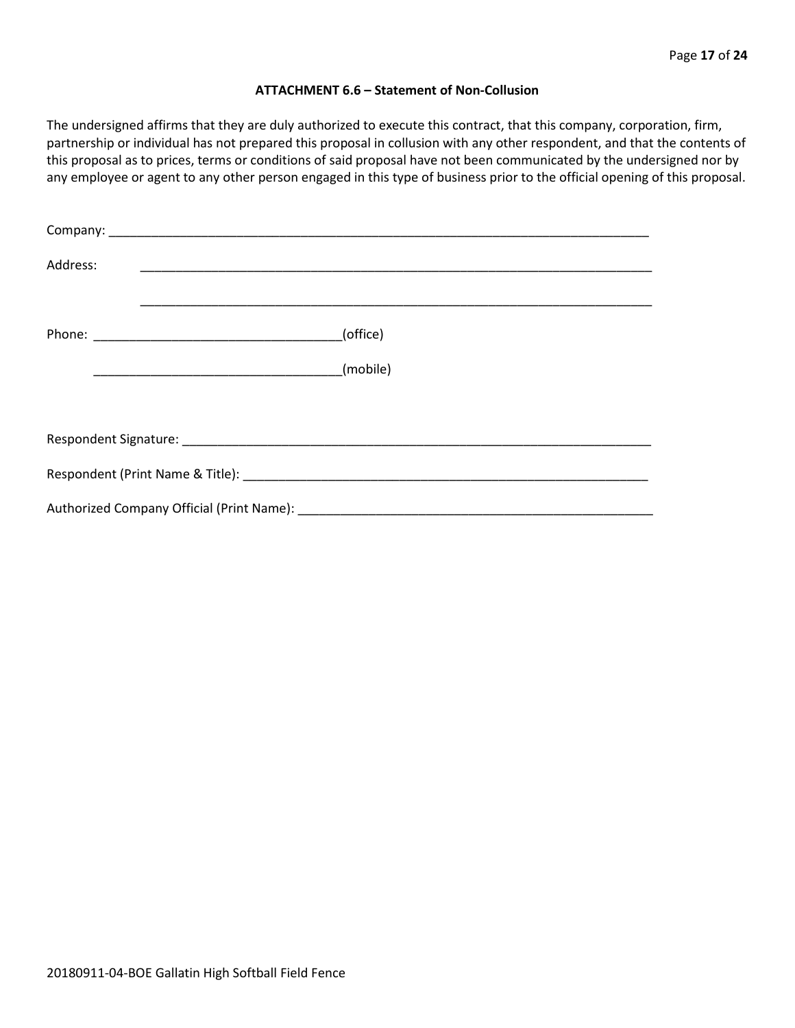### ATTACHMENT 6.6 – Statement of Non-Collusion

The undersigned affirms that they are duly authorized to execute this contract, that this company, corporation, firm, partnership or individual has not prepared this proposal in collusion with any other respondent, and that the contents of this proposal as to prices, terms or conditions of said proposal have not been communicated by the undersigned nor by any employee or agent to any other person engaged in this type of business prior to the official opening of this proposal.

Company: ______________________________________________________________________________

Address: ______________________________________________________________________________

______________________________________________________________________________

Phone: ___________________________________(office)

___________________________________(mobile)

Respondent Signature: ___________________________________________________________________

Respondent (Print Name & Title): __________________________________________________________

Authorized Company Official (Print Name): ___________________________________________________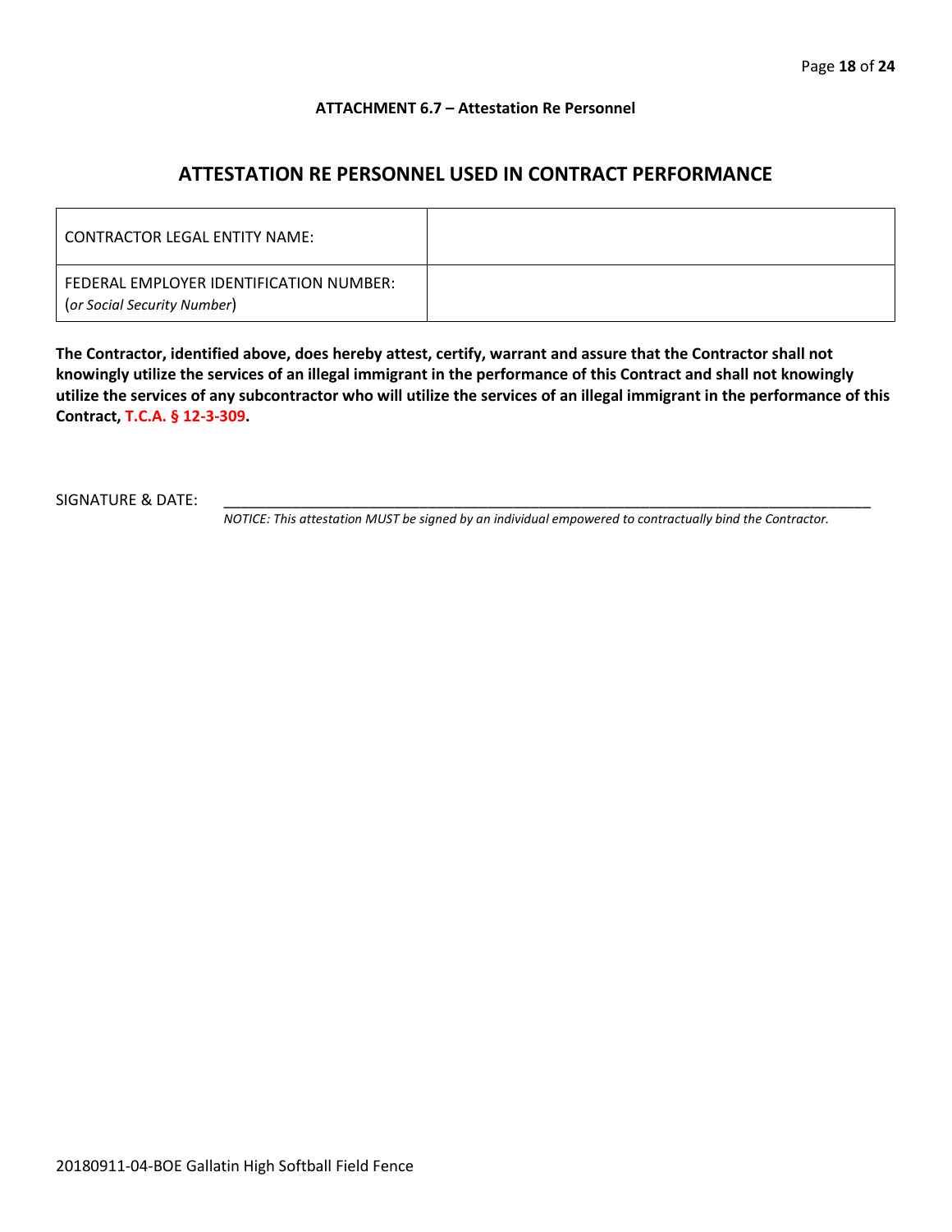**ATTACHMENT 6.7 – Attestation Re Personnel**

## ATTESTATION RE PERSONNEL USED IN CONTRACT PERFORMANCE

| CONTRACTOR LEGAL ENTITY NAME: | |
|---|---|
| FEDERAL EMPLOYER IDENTIFICATION NUMBER: (*or Social Security Number*) | |

**The Contractor, identified above, does hereby attest, certify, warrant and assure that the Contractor shall not knowingly utilize the services of an illegal immigrant in the performance of this Contract and shall not knowingly utilize the services of any subcontractor who will utilize the services of an illegal immigrant in the performance of this Contract, T.C.A. § 12-3-309.**

SIGNATURE & DATE: ___________________________________________________________________________

*NOTICE: This attestation MUST be signed by an individual empowered to contractually bind the Contractor.*

20180911-04-BOE Gallatin High Softball Field Fence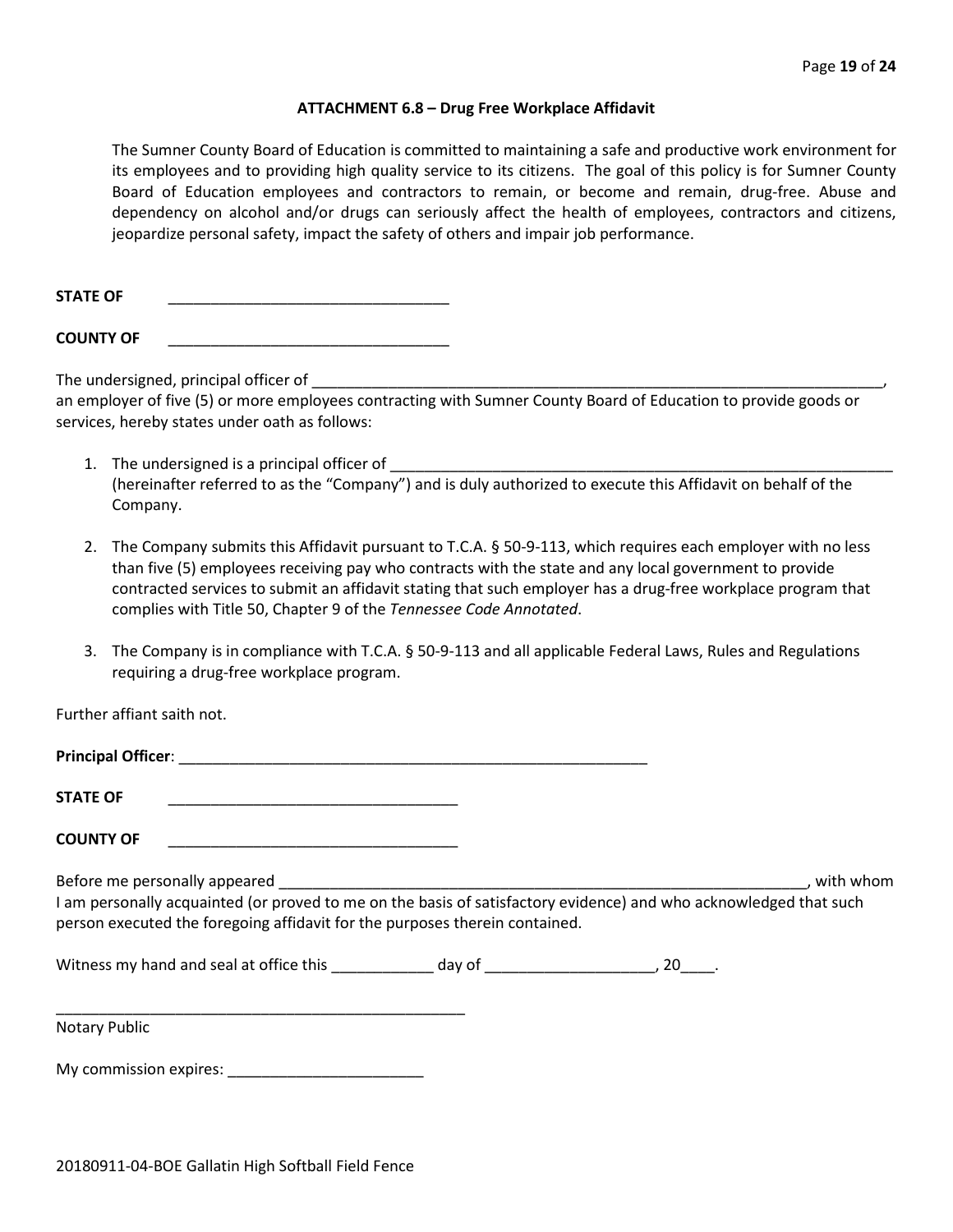### ATTACHMENT 6.8 – Drug Free Workplace Affidavit

The Sumner County Board of Education is committed to maintaining a safe and productive work environment for its employees and to providing high quality service to its citizens. The goal of this policy is for Sumner County Board of Education employees and contractors to remain, or become and remain, drug-free. Abuse and dependency on alcohol and/or drugs can seriously affect the health of employees, contractors and citizens, jeopardize personal safety, impact the safety of others and impair job performance.

**STATE OF** ________________________________

**COUNTY OF** ________________________________

The undersigned, principal officer of ______________________________________________________________________, an employer of five (5) or more employees contracting with Sumner County Board of Education to provide goods or services, hereby states under oath as follows:

1. The undersigned is a principal officer of ____________________________________________________________ (hereinafter referred to as the "Company") and is duly authorized to execute this Affidavit on behalf of the Company.

2. The Company submits this Affidavit pursuant to T.C.A. § 50-9-113, which requires each employer with no less than five (5) employees receiving pay who contracts with the state and any local government to provide contracted services to submit an affidavit stating that such employer has a drug-free workplace program that complies with Title 50, Chapter 9 of the *Tennessee Code Annotated*.

3. The Company is in compliance with T.C.A. § 50-9-113 and all applicable Federal Laws, Rules and Regulations requiring a drug-free workplace program.

Further affiant saith not.

**Principal Officer**: ______________________________________________________

**STATE OF** __________________________________

**COUNTY OF** __________________________________

Before me personally appeared ______________________________________________________________, with whom I am personally acquainted (or proved to me on the basis of satisfactory evidence) and who acknowledged that such person executed the foregoing affidavit for the purposes therein contained.

Witness my hand and seal at office this ___________ day of ___________________, 20____.

_______________________________________________

Notary Public

My commission expires: ______________________

20180911-04-BOE Gallatin High Softball Field Fence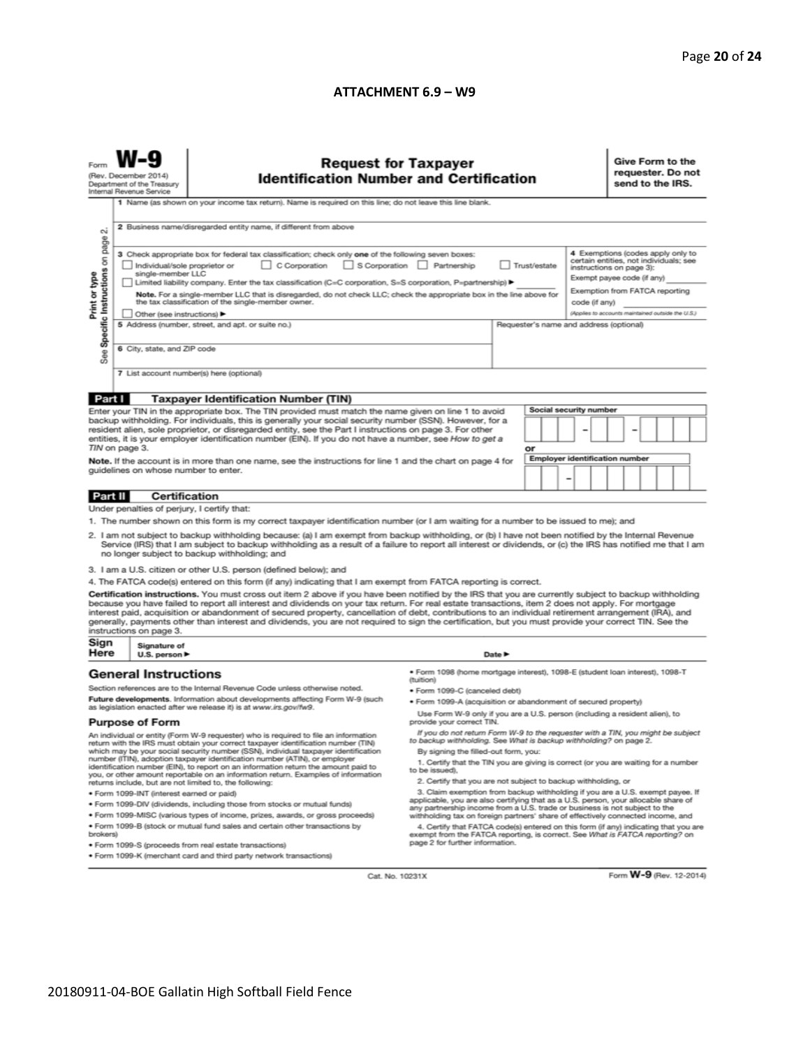**ATTACHMENT 6.9 – W9**

Form **W-9**
(Rev. December 2014)
Department of the Treasury
Internal Revenue Service

# Request for Taxpayer Identification Number and Certification

**Give Form to the requester. Do not send to the IRS.**

Print or type
See **Specific Instructions** on page 2.

1 Name (as shown on your income tax return). Name is required on this line; do not leave this line blank.

2 Business name/disregarded entity name, if different from above

3 Check appropriate box for federal tax classification; check only **one** of the following seven boxes:

☐ Individual/sole proprietor or single-member LLC ☐ C Corporation ☐ S Corporation ☐ Partnership ☐ Trust/estate

☐ Limited liability company. Enter the tax classification (C=C corporation, S=S corporation, P=partnership) ► ________

**Note.** For a single-member LLC that is disregarded, do not check LLC; check the appropriate box in the line above for the tax classification of the single-member owner.

☐ Other (see instructions) ►

4 Exemptions (codes apply only to certain entities, not individuals; see instructions on page 3):

Exempt payee code (if any) ________

Exemption from FATCA reporting code (if any) ________

*(Applies to accounts maintained outside the U.S.)*

5 Address (number, street, and apt. or suite no.)

Requester's name and address (optional)

6 City, state, and ZIP code

7 List account number(s) here (optional)

## Part I Taxpayer Identification Number (TIN)

Enter your TIN in the appropriate box. The TIN provided must match the name given on line 1 to avoid backup withholding. For individuals, this is generally your social security number (SSN). However, for a resident alien, sole proprietor, or disregarded entity, see the Part I instructions on page 3. For other entities, it is your employer identification number (EIN). If you do not have a number, see *How to get a TIN* on page 3.

**Note.** If the account is in more than one name, see the instructions for line 1 and the chart on page 4 for guidelines on whose number to enter.

**Social security number**

[ ][ ][ ] – [ ][ ] – [ ][ ][ ][ ]

or

**Employer identification number**

[ ][ ] – [ ][ ][ ][ ][ ][ ][ ]

## Part II Certification

Under penalties of perjury, I certify that:

1. The number shown on this form is my correct taxpayer identification number (or I am waiting for a number to be issued to me); and
2. I am not subject to backup withholding because: (a) I am exempt from backup withholding, or (b) I have not been notified by the Internal Revenue Service (IRS) that I am subject to backup withholding as a result of a failure to report all interest or dividends, or (c) the IRS has notified me that I am no longer subject to backup withholding; and
3. I am a U.S. citizen or other U.S. person (defined below); and
4. The FATCA code(s) entered on this form (if any) indicating that I am exempt from FATCA reporting is correct.

**Certification instructions.** You must cross out item 2 above if you have been notified by the IRS that you are currently subject to backup withholding because you have failed to report all interest and dividends on your tax return. For real estate transactions, item 2 does not apply. For mortgage interest paid, acquisition or abandonment of secured property, cancellation of debt, contributions to an individual retirement arrangement (IRA), and generally, payments other than interest and dividends, you are not required to sign the certification, but you must provide your correct TIN. See the instructions on page 3.

**Sign Here** Signature of U.S. person ► Date ►

## General Instructions

Section references are to the Internal Revenue Code unless otherwise noted.

**Future developments.** Information about developments affecting Form W-9 (such as legislation enacted after we release it) is at *www.irs.gov/fw9*.

### Purpose of Form

An individual or entity (Form W-9 requester) who is required to file an information return with the IRS must obtain your correct taxpayer identification number (TIN) which may be your social security number (SSN), individual taxpayer identification number (ITIN), adoption taxpayer identification number (ATIN), or employer identification number (EIN), to report on an information return the amount paid to you, or other amount reportable on an information return. Examples of information returns include, but are not limited to, the following:

- Form 1099-INT (interest earned or paid)
- Form 1099-DIV (dividends, including those from stocks or mutual funds)
- Form 1099-MISC (various types of income, prizes, awards, or gross proceeds)
- Form 1099-B (stock or mutual fund sales and certain other transactions by brokers)
- Form 1099-S (proceeds from real estate transactions)
- Form 1099-K (merchant card and third party network transactions)
- Form 1098 (home mortgage interest), 1098-E (student loan interest), 1098-T (tuition)
- Form 1099-C (canceled debt)
- Form 1099-A (acquisition or abandonment of secured property)

Use Form W-9 only if you are a U.S. person (including a resident alien), to provide your correct TIN.

*If you do not return Form W-9 to the requester with a TIN, you might be subject to backup withholding. See What is backup withholding? on page 2.*

By signing the filled-out form, you:

1. Certify that the TIN you are giving is correct (or you are waiting for a number to be issued),
2. Certify that you are not subject to backup withholding, or
3. Claim exemption from backup withholding if you are a U.S. exempt payee. If applicable, you are also certifying that as a U.S. person, your allocable share of any partnership income from a U.S. trade or business is not subject to the withholding tax on foreign partners' share of effectively connected income, and
4. Certify that FATCA code(s) entered on this form (if any) indicating that you are exempt from the FATCA reporting, is correct. See *What is FATCA reporting?* on page 2 for further information.

Cat. No. 10231X

Form **W-9** (Rev. 12-2014)

20180911-04-BOE Gallatin High Softball Field Fence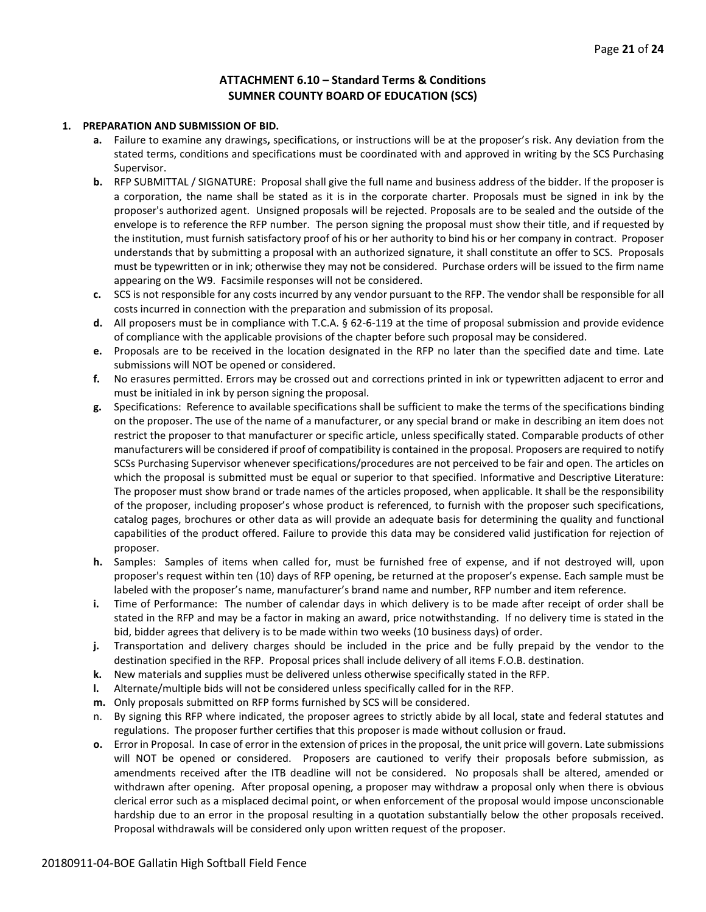## ATTACHMENT 6.10 – Standard Terms & Conditions
## SUMNER COUNTY BOARD OF EDUCATION (SCS)

**1. PREPARATION AND SUBMISSION OF BID.**

- **a.** Failure to examine any drawings**,** specifications, or instructions will be at the proposer's risk. Any deviation from the stated terms, conditions and specifications must be coordinated with and approved in writing by the SCS Purchasing Supervisor.
- **b.** RFP SUBMITTAL / SIGNATURE: Proposal shall give the full name and business address of the bidder. If the proposer is a corporation, the name shall be stated as it is in the corporate charter. Proposals must be signed in ink by the proposer's authorized agent. Unsigned proposals will be rejected. Proposals are to be sealed and the outside of the envelope is to reference the RFP number. The person signing the proposal must show their title, and if requested by the institution, must furnish satisfactory proof of his or her authority to bind his or her company in contract. Proposer understands that by submitting a proposal with an authorized signature, it shall constitute an offer to SCS. Proposals must be typewritten or in ink; otherwise they may not be considered. Purchase orders will be issued to the firm name appearing on the W9. Facsimile responses will not be considered.
- **c.** SCS is not responsible for any costs incurred by any vendor pursuant to the RFP. The vendor shall be responsible for all costs incurred in connection with the preparation and submission of its proposal.
- **d.** All proposers must be in compliance with T.C.A. § 62-6-119 at the time of proposal submission and provide evidence of compliance with the applicable provisions of the chapter before such proposal may be considered.
- **e.** Proposals are to be received in the location designated in the RFP no later than the specified date and time. Late submissions will NOT be opened or considered.
- **f.** No erasures permitted. Errors may be crossed out and corrections printed in ink or typewritten adjacent to error and must be initialed in ink by person signing the proposal.
- **g.** Specifications: Reference to available specifications shall be sufficient to make the terms of the specifications binding on the proposer. The use of the name of a manufacturer, or any special brand or make in describing an item does not restrict the proposer to that manufacturer or specific article, unless specifically stated. Comparable products of other manufacturers will be considered if proof of compatibility is contained in the proposal. Proposers are required to notify SCSs Purchasing Supervisor whenever specifications/procedures are not perceived to be fair and open. The articles on which the proposal is submitted must be equal or superior to that specified. Informative and Descriptive Literature: The proposer must show brand or trade names of the articles proposed, when applicable. It shall be the responsibility of the proposer, including proposer's whose product is referenced, to furnish with the proposer such specifications, catalog pages, brochures or other data as will provide an adequate basis for determining the quality and functional capabilities of the product offered. Failure to provide this data may be considered valid justification for rejection of proposer.
- **h.** Samples: Samples of items when called for, must be furnished free of expense, and if not destroyed will, upon proposer's request within ten (10) days of RFP opening, be returned at the proposer's expense. Each sample must be labeled with the proposer's name, manufacturer's brand name and number, RFP number and item reference.
- **i.** Time of Performance: The number of calendar days in which delivery is to be made after receipt of order shall be stated in the RFP and may be a factor in making an award, price notwithstanding. If no delivery time is stated in the bid, bidder agrees that delivery is to be made within two weeks (10 business days) of order.
- **j.** Transportation and delivery charges should be included in the price and be fully prepaid by the vendor to the destination specified in the RFP. Proposal prices shall include delivery of all items F.O.B. destination.
- **k.** New materials and supplies must be delivered unless otherwise specifically stated in the RFP.
- **l.** Alternate/multiple bids will not be considered unless specifically called for in the RFP.
- **m.** Only proposals submitted on RFP forms furnished by SCS will be considered.
- n. By signing this RFP where indicated, the proposer agrees to strictly abide by all local, state and federal statutes and regulations. The proposer further certifies that this proposer is made without collusion or fraud.
- **o.** Error in Proposal. In case of error in the extension of prices in the proposal, the unit price will govern. Late submissions will NOT be opened or considered. Proposers are cautioned to verify their proposals before submission, as amendments received after the ITB deadline will not be considered. No proposals shall be altered, amended or withdrawn after opening. After proposal opening, a proposer may withdraw a proposal only when there is obvious clerical error such as a misplaced decimal point, or when enforcement of the proposal would impose unconscionable hardship due to an error in the proposal resulting in a quotation substantially below the other proposals received. Proposal withdrawals will be considered only upon written request of the proposer.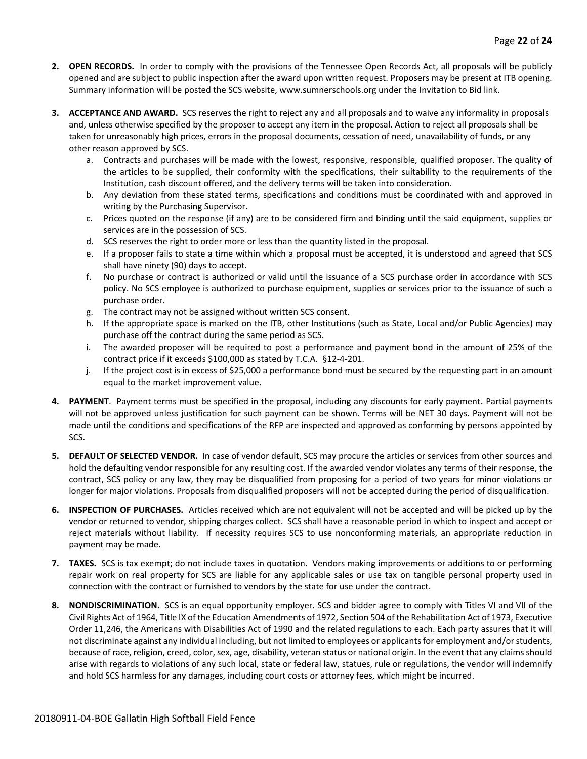2. **OPEN RECORDS.** In order to comply with the provisions of the Tennessee Open Records Act, all proposals will be publicly opened and are subject to public inspection after the award upon written request. Proposers may be present at ITB opening. Summary information will be posted the SCS website, www.sumnerschools.org under the Invitation to Bid link.

3. **ACCEPTANCE AND AWARD.** SCS reserves the right to reject any and all proposals and to waive any informality in proposals and, unless otherwise specified by the proposer to accept any item in the proposal. Action to reject all proposals shall be taken for unreasonably high prices, errors in the proposal documents, cessation of need, unavailability of funds, or any other reason approved by SCS.
   a. Contracts and purchases will be made with the lowest, responsive, responsible, qualified proposer. The quality of the articles to be supplied, their conformity with the specifications, their suitability to the requirements of the Institution, cash discount offered, and the delivery terms will be taken into consideration.
   b. Any deviation from these stated terms, specifications and conditions must be coordinated with and approved in writing by the Purchasing Supervisor.
   c. Prices quoted on the response (if any) are to be considered firm and binding until the said equipment, supplies or services are in the possession of SCS.
   d. SCS reserves the right to order more or less than the quantity listed in the proposal.
   e. If a proposer fails to state a time within which a proposal must be accepted, it is understood and agreed that SCS shall have ninety (90) days to accept.
   f. No purchase or contract is authorized or valid until the issuance of a SCS purchase order in accordance with SCS policy. No SCS employee is authorized to purchase equipment, supplies or services prior to the issuance of such a purchase order.
   g. The contract may not be assigned without written SCS consent.
   h. If the appropriate space is marked on the ITB, other Institutions (such as State, Local and/or Public Agencies) may purchase off the contract during the same period as SCS.
   i. The awarded proposer will be required to post a performance and payment bond in the amount of 25% of the contract price if it exceeds $100,000 as stated by T.C.A. §12-4-201.
   j. If the project cost is in excess of $25,000 a performance bond must be secured by the requesting part in an amount equal to the market improvement value.

4. **PAYMENT**. Payment terms must be specified in the proposal, including any discounts for early payment. Partial payments will not be approved unless justification for such payment can be shown. Terms will be NET 30 days. Payment will not be made until the conditions and specifications of the RFP are inspected and approved as conforming by persons appointed by SCS.

5. **DEFAULT OF SELECTED VENDOR.** In case of vendor default, SCS may procure the articles or services from other sources and hold the defaulting vendor responsible for any resulting cost. If the awarded vendor violates any terms of their response, the contract, SCS policy or any law, they may be disqualified from proposing for a period of two years for minor violations or longer for major violations. Proposals from disqualified proposers will not be accepted during the period of disqualification.

6. **INSPECTION OF PURCHASES.** Articles received which are not equivalent will not be accepted and will be picked up by the vendor or returned to vendor, shipping charges collect. SCS shall have a reasonable period in which to inspect and accept or reject materials without liability. If necessity requires SCS to use nonconforming materials, an appropriate reduction in payment may be made.

7. **TAXES.** SCS is tax exempt; do not include taxes in quotation. Vendors making improvements or additions to or performing repair work on real property for SCS are liable for any applicable sales or use tax on tangible personal property used in connection with the contract or furnished to vendors by the state for use under the contract.

8. **NONDISCRIMINATION.** SCS is an equal opportunity employer. SCS and bidder agree to comply with Titles VI and VII of the Civil Rights Act of 1964, Title IX of the Education Amendments of 1972, Section 504 of the Rehabilitation Act of 1973, Executive Order 11,246, the Americans with Disabilities Act of 1990 and the related regulations to each. Each party assures that it will not discriminate against any individual including, but not limited to employees or applicants for employment and/or students, because of race, religion, creed, color, sex, age, disability, veteran status or national origin. In the event that any claims should arise with regards to violations of any such local, state or federal law, statues, rule or regulations, the vendor will indemnify and hold SCS harmless for any damages, including court costs or attorney fees, which might be incurred.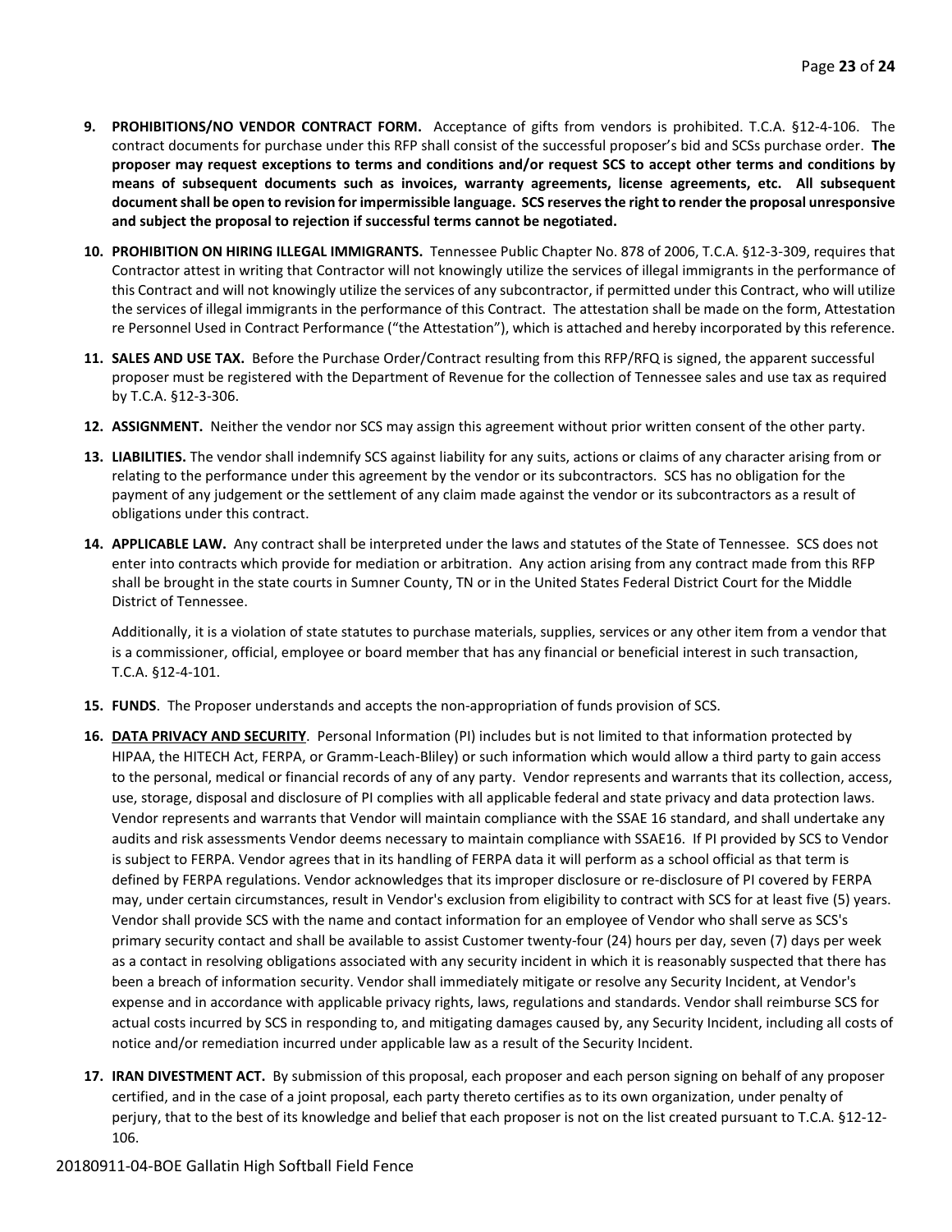9. **PROHIBITIONS/NO VENDOR CONTRACT FORM.** Acceptance of gifts from vendors is prohibited. T.C.A. §12-4-106. The contract documents for purchase under this RFP shall consist of the successful proposer's bid and SCSs purchase order. **The proposer may request exceptions to terms and conditions and/or request SCS to accept other terms and conditions by means of subsequent documents such as invoices, warranty agreements, license agreements, etc. All subsequent document shall be open to revision for impermissible language. SCS reserves the right to render the proposal unresponsive and subject the proposal to rejection if successful terms cannot be negotiated.**

10. **PROHIBITION ON HIRING ILLEGAL IMMIGRANTS.** Tennessee Public Chapter No. 878 of 2006, T.C.A. §12-3-309, requires that Contractor attest in writing that Contractor will not knowingly utilize the services of illegal immigrants in the performance of this Contract and will not knowingly utilize the services of any subcontractor, if permitted under this Contract, who will utilize the services of illegal immigrants in the performance of this Contract. The attestation shall be made on the form, Attestation re Personnel Used in Contract Performance ("the Attestation"), which is attached and hereby incorporated by this reference.

11. **SALES AND USE TAX.** Before the Purchase Order/Contract resulting from this RFP/RFQ is signed, the apparent successful proposer must be registered with the Department of Revenue for the collection of Tennessee sales and use tax as required by T.C.A. §12-3-306.

12. **ASSIGNMENT.** Neither the vendor nor SCS may assign this agreement without prior written consent of the other party.

13. **LIABILITIES.** The vendor shall indemnify SCS against liability for any suits, actions or claims of any character arising from or relating to the performance under this agreement by the vendor or its subcontractors. SCS has no obligation for the payment of any judgement or the settlement of any claim made against the vendor or its subcontractors as a result of obligations under this contract.

14. **APPLICABLE LAW.** Any contract shall be interpreted under the laws and statutes of the State of Tennessee. SCS does not enter into contracts which provide for mediation or arbitration. Any action arising from any contract made from this RFP shall be brought in the state courts in Sumner County, TN or in the United States Federal District Court for the Middle District of Tennessee.

    Additionally, it is a violation of state statutes to purchase materials, supplies, services or any other item from a vendor that is a commissioner, official, employee or board member that has any financial or beneficial interest in such transaction, T.C.A. §12-4-101.

15. **FUNDS**. The Proposer understands and accepts the non-appropriation of funds provision of SCS.

16. **<u>DATA PRIVACY AND SECURITY</u>**. Personal Information (PI) includes but is not limited to that information protected by HIPAA, the HITECH Act, FERPA, or Gramm-Leach-Bliley) or such information which would allow a third party to gain access to the personal, medical or financial records of any of any party. Vendor represents and warrants that its collection, access, use, storage, disposal and disclosure of PI complies with all applicable federal and state privacy and data protection laws. Vendor represents and warrants that Vendor will maintain compliance with the SSAE 16 standard, and shall undertake any audits and risk assessments Vendor deems necessary to maintain compliance with SSAE16. If PI provided by SCS to Vendor is subject to FERPA. Vendor agrees that in its handling of FERPA data it will perform as a school official as that term is defined by FERPA regulations. Vendor acknowledges that its improper disclosure or re-disclosure of PI covered by FERPA may, under certain circumstances, result in Vendor's exclusion from eligibility to contract with SCS for at least five (5) years. Vendor shall provide SCS with the name and contact information for an employee of Vendor who shall serve as SCS's primary security contact and shall be available to assist Customer twenty-four (24) hours per day, seven (7) days per week as a contact in resolving obligations associated with any security incident in which it is reasonably suspected that there has been a breach of information security. Vendor shall immediately mitigate or resolve any Security Incident, at Vendor's expense and in accordance with applicable privacy rights, laws, regulations and standards. Vendor shall reimburse SCS for actual costs incurred by SCS in responding to, and mitigating damages caused by, any Security Incident, including all costs of notice and/or remediation incurred under applicable law as a result of the Security Incident.

17. **IRAN DIVESTMENT ACT.** By submission of this proposal, each proposer and each person signing on behalf of any proposer certified, and in the case of a joint proposal, each party thereto certifies as to its own organization, under penalty of perjury, that to the best of its knowledge and belief that each proposer is not on the list created pursuant to T.C.A. §12-12-106.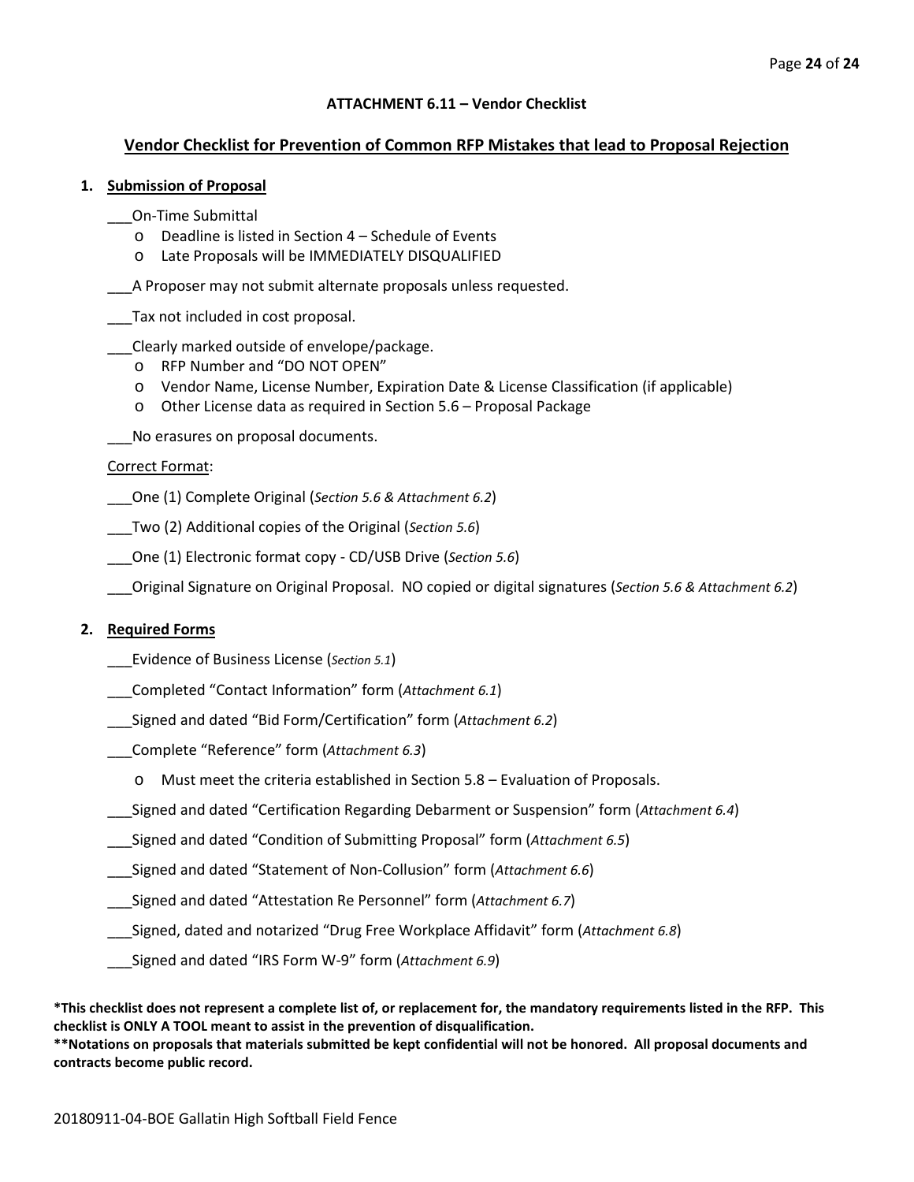**ATTACHMENT 6.11 – Vendor Checklist**

## Vendor Checklist for Prevention of Common RFP Mistakes that lead to Proposal Rejection

1. **Submission of Proposal**

___On-Time Submittal
- Deadline is listed in Section 4 – Schedule of Events
- Late Proposals will be IMMEDIATELY DISQUALIFIED

___A Proposer may not submit alternate proposals unless requested.

___Tax not included in cost proposal.

___Clearly marked outside of envelope/package.
- RFP Number and "DO NOT OPEN"
- Vendor Name, License Number, Expiration Date & License Classification (if applicable)
- Other License data as required in Section 5.6 – Proposal Package

___No erasures on proposal documents.

Correct Format:

___One (1) Complete Original (*Section 5.6 & Attachment 6.2*)

___Two (2) Additional copies of the Original (*Section 5.6*)

___One (1) Electronic format copy - CD/USB Drive (*Section 5.6*)

___Original Signature on Original Proposal. NO copied or digital signatures (*Section 5.6 & Attachment 6.2*)

2. **Required Forms**

___Evidence of Business License (*Section 5.1*)

___Completed "Contact Information" form (*Attachment 6.1*)

___Signed and dated "Bid Form/Certification" form (*Attachment 6.2*)

___Complete "Reference" form (*Attachment 6.3*)
- Must meet the criteria established in Section 5.8 – Evaluation of Proposals.

___Signed and dated "Certification Regarding Debarment or Suspension" form (*Attachment 6.4*)

___Signed and dated "Condition of Submitting Proposal" form (*Attachment 6.5*)

___Signed and dated "Statement of Non-Collusion" form (*Attachment 6.6*)

___Signed and dated "Attestation Re Personnel" form (*Attachment 6.7*)

___Signed, dated and notarized "Drug Free Workplace Affidavit" form (*Attachment 6.8*)

___Signed and dated "IRS Form W-9" form (*Attachment 6.9*)

**\*This checklist does not represent a complete list of, or replacement for, the mandatory requirements listed in the RFP. This checklist is ONLY A TOOL meant to assist in the prevention of disqualification.**
**\*\*Notations on proposals that materials submitted be kept confidential will not be honored. All proposal documents and contracts become public record.**

20180911-04-BOE Gallatin High Softball Field Fence